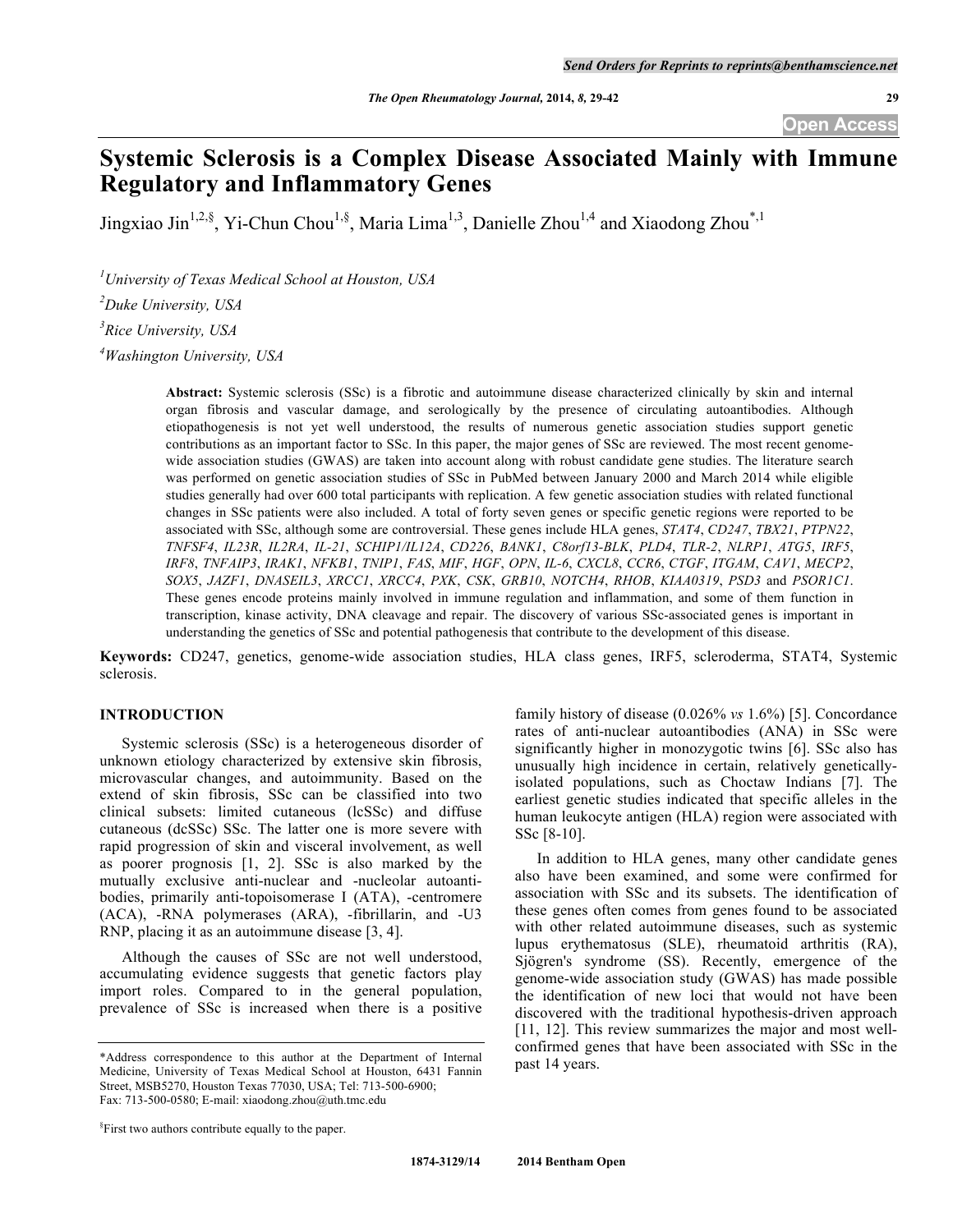# Systemic Sclerosis is a Complex Disease Associated Mainly with Immune Regulatory and Inflammatory Genes

Jingxiao Jin[1,2,§], Yi-Chun Chou[1,§], Maria Lima[1,3], Danielle Zhou[1,4] and Xiaodong Zhou[*,1]

[1]University of Texas Medical School at Houston, USA

[2]Duke University, USA

[3]Rice University, USA

[4]Washington University, USA

**Abstract:** Systemic sclerosis (SSc) is a fibrotic and autoimmune disease characterized clinically by skin and internal organ fibrosis and vascular damage, and serologically by the presence of circulating autoantibodies. Although etiopathogenesis is not yet well understood, the results of numerous genetic association studies support genetic contributions as an important factor to SSc. In this paper, the major genes of SSc are reviewed. The most recent genome-wide association studies (GWAS) are taken into account along with robust candidate gene studies. The literature search was performed on genetic association studies of SSc in PubMed between January 2000 and March 2014 while eligible studies generally had over 600 total participants with replication. A few genetic association studies with related functional changes in SSc patients were also included. A total of forty seven genes or specific genetic regions were reported to be associated with SSc, although some are controversial. These genes include HLA genes, *STAT4*, *CD247*, *TBX21*, *PTPN22*, *TNFSF4*, *IL23R*, *IL2RA*, *IL-21*, *SCHIP1/IL12A*, *CD226*, *BANK1*, *C8orf13-BLK*, *PLD4*, *TLR-2*, *NLRP1*, *ATG5*, *IRF5*, *IRF8*, *TNFAIP3*, *IRAK1*, *NFKB1*, *TNIP1*, *FAS*, *MIF*, *HGF*, *OPN*, *IL-6*, *CXCL8*, *CCR6*, *CTGF*, *ITGAM*, *CAV1*, *MECP2*, *SOX5*, *JAZF1*, *DNASEIL3*, *XRCC1*, *XRCC4*, *PXK*, *CSK*, *GRB10*, *NOTCH4*, *RHOB*, *KIAA0319*, *PSD3* and *PSOR1C1*. These genes encode proteins mainly involved in immune regulation and inflammation, and some of them function in transcription, kinase activity, DNA cleavage and repair. The discovery of various SSc-associated genes is important in understanding the genetics of SSc and potential pathogenesis that contribute to the development of this disease.

**Keywords:** CD247, genetics, genome-wide association studies, HLA class genes, IRF5, scleroderma, STAT4, Systemic sclerosis.

## INTRODUCTION

Systemic sclerosis (SSc) is a heterogeneous disorder of unknown etiology characterized by extensive skin fibrosis, microvascular changes, and autoimmunity. Based on the extend of skin fibrosis, SSc can be classified into two clinical subsets: limited cutaneous (lcSSc) and diffuse cutaneous (dcSSc) SSc. The latter one is more severe with rapid progression of skin and visceral involvement, as well as poorer prognosis [1, 2]. SSc is also marked by the mutually exclusive anti-nuclear and -nucleolar autoantibodies, primarily anti-topoisomerase I (ATA), -centromere (ACA), -RNA polymerases (ARA), -fibrillarin, and -U3 RNP, placing it as an autoimmune disease [3, 4].

Although the causes of SSc are not well understood, accumulating evidence suggests that genetic factors play import roles. Compared to in the general population, prevalence of SSc is increased when there is a positive family history of disease (0.026% *vs* 1.6%) [5]. Concordance rates of anti-nuclear autoantibodies (ANA) in SSc were significantly higher in monozygotic twins [6]. SSc also has unusually high incidence in certain, relatively genetically-isolated populations, such as Choctaw Indians [7]. The earliest genetic studies indicated that specific alleles in the human leukocyte antigen (HLA) region were associated with SSc [8-10].

In addition to HLA genes, many other candidate genes also have been examined, and some were confirmed for association with SSc and its subsets. The identification of these genes often comes from genes found to be associated with other related autoimmune diseases, such as systemic lupus erythematosus (SLE), rheumatoid arthritis (RA), Sjögren's syndrome (SS). Recently, emergence of the genome-wide association study (GWAS) has made possible the identification of new loci that would not have been discovered with the traditional hypothesis-driven approach [11, 12]. This review summarizes the major and most well-confirmed genes that have been associated with SSc in the past 14 years.

*Address correspondence to this author at the Department of Internal Medicine, University of Texas Medical School at Houston, 6431 Fannin Street, MSB5270, Houston Texas 77030, USA; Tel: 713-500-6900; Fax: 713-500-0580; E-mail: xiaodong.zhou@uth.tmc.edu

§First two authors contribute equally to the paper.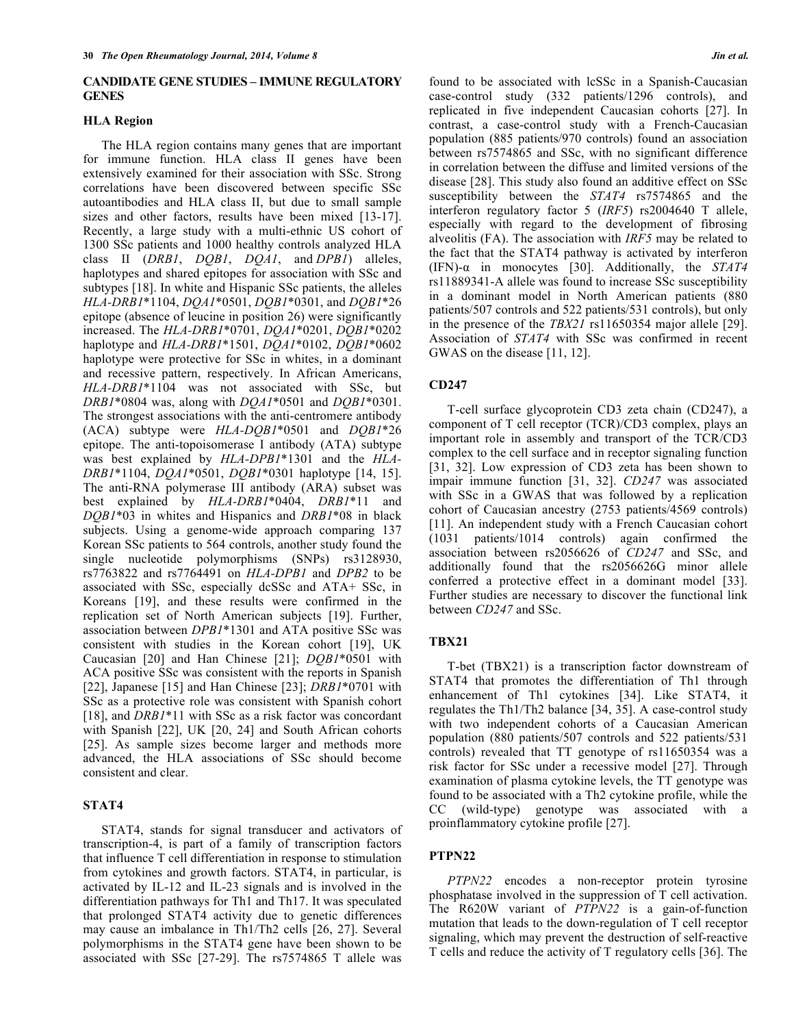## CANDIDATE GENE STUDIES – IMMUNE REGULATORY GENES

### HLA Region

The HLA region contains many genes that are important for immune function. HLA class II genes have been extensively examined for their association with SSc. Strong correlations have been discovered between specific SSc autoantibodies and HLA class II, but due to small sample sizes and other factors, results have been mixed [13-17]. Recently, a large study with a multi-ethnic US cohort of 1300 SSc patients and 1000 healthy controls analyzed HLA class II (*DRB1*, *DQB1*, *DQA1*, and *DPB1*) alleles, haplotypes and shared epitopes for association with SSc and subtypes [18]. In white and Hispanic SSc patients, the alleles *HLA-DRB1*\*1104, *DQA1*\*0501, *DQB1*\*0301, and *DQB1*\*26 epitope (absence of leucine in position 26) were significantly increased. The *HLA-DRB1*\*0701, *DQA1*\*0201, *DQB1*\*0202 haplotype and *HLA-DRB1*\*1501, *DQA1*\*0102, *DQB1*\*0602 haplotype were protective for SSc in whites, in a dominant and recessive pattern, respectively. In African Americans, *HLA-DRB1*\*1104 was not associated with SSc, but *DRB1*\*0804 was, along with *DQA1*\*0501 and *DQB1*\*0301. The strongest associations with the anti-centromere antibody (ACA) subtype were *HLA-DQB1*\*0501 and *DQB1*\*26 epitope. The anti-topoisomerase I antibody (ATA) subtype was best explained by *HLA-DPB1*\*1301 and the *HLA-DRB1*\*1104, *DQA1*\*0501, *DQB1*\*0301 haplotype [14, 15]. The anti-RNA polymerase III antibody (ARA) subset was best explained by *HLA-DRB1*\*0404, *DRB1*\*11 and *DQB1*\*03 in whites and Hispanics and *DRB1*\*08 in black subjects. Using a genome-wide approach comparing 137 Korean SSc patients to 564 controls, another study found the single nucleotide polymorphisms (SNPs) rs3128930, rs7763822 and rs7764491 on *HLA-DPB1* and *DPB2* to be associated with SSc, especially dcSSc and ATA+ SSc, in Koreans [19], and these results were confirmed in the replication set of North American subjects [19]. Further, association between *DPB1*\*1301 and ATA positive SSc was consistent with studies in the Korean cohort [19], UK Caucasian [20] and Han Chinese [21]; *DQB1*\*0501 with ACA positive SSc was consistent with the reports in Spanish [22], Japanese [15] and Han Chinese [23]; *DRB1*\*0701 with SSc as a protective role was consistent with Spanish cohort [18], and *DRB1*\*11 with SSc as a risk factor was concordant with Spanish [22], UK [20, 24] and South African cohorts [25]. As sample sizes become larger and methods more advanced, the HLA associations of SSc should become consistent and clear.

### STAT4

STAT4, stands for signal transducer and activators of transcription-4, is part of a family of transcription factors that influence T cell differentiation in response to stimulation from cytokines and growth factors. STAT4, in particular, is activated by IL-12 and IL-23 signals and is involved in the differentiation pathways for Th1 and Th17. It was speculated that prolonged STAT4 activity due to genetic differences may cause an imbalance in Th1/Th2 cells [26, 27]. Several polymorphisms in the STAT4 gene have been shown to be associated with SSc [27-29]. The rs7574865 T allele was found to be associated with lcSSc in a Spanish-Caucasian case-control study (332 patients/1296 controls), and replicated in five independent Caucasian cohorts [27]. In contrast, a case-control study with a French-Caucasian population (885 patients/970 controls) found an association between rs7574865 and SSc, with no significant difference in correlation between the diffuse and limited versions of the disease [28]. This study also found an additive effect on SSc susceptibility between the *STAT4* rs7574865 and the interferon regulatory factor 5 (*IRF5*) rs2004640 T allele, especially with regard to the development of fibrosing alveolitis (FA). The association with *IRF5* may be related to the fact that the STAT4 pathway is activated by interferon (IFN)-α in monocytes [30]. Additionally, the *STAT4* rs11889341-A allele was found to increase SSc susceptibility in a dominant model in North American patients (880 patients/507 controls and 522 patients/531 controls), but only in the presence of the *TBX21* rs11650354 major allele [29]. Association of *STAT4* with SSc was confirmed in recent GWAS on the disease [11, 12].

### CD247

T-cell surface glycoprotein CD3 zeta chain (CD247), a component of T cell receptor (TCR)/CD3 complex, plays an important role in assembly and transport of the TCR/CD3 complex to the cell surface and in receptor signaling function [31, 32]. Low expression of CD3 zeta has been shown to impair immune function [31, 32]. *CD247* was associated with SSc in a GWAS that was followed by a replication cohort of Caucasian ancestry (2753 patients/4569 controls) [11]. An independent study with a French Caucasian cohort (1031 patients/1014 controls) again confirmed the association between rs2056626 of *CD247* and SSc, and additionally found that the rs2056626G minor allele conferred a protective effect in a dominant model [33]. Further studies are necessary to discover the functional link between *CD247* and SSc.

### TBX21

T-bet (TBX21) is a transcription factor downstream of STAT4 that promotes the differentiation of Th1 through enhancement of Th1 cytokines [34]. Like STAT4, it regulates the Th1/Th2 balance [34, 35]. A case-control study with two independent cohorts of a Caucasian American population (880 patients/507 controls and 522 patients/531 controls) revealed that TT genotype of rs11650354 was a risk factor for SSc under a recessive model [27]. Through examination of plasma cytokine levels, the TT genotype was found to be associated with a Th2 cytokine profile, while the CC (wild-type) genotype was associated with a proinflammatory cytokine profile [27].

### PTPN22

*PTPN22* encodes a non-receptor protein tyrosine phosphatase involved in the suppression of T cell activation. The R620W variant of *PTPN22* is a gain-of-function mutation that leads to the down-regulation of T cell receptor signaling, which may prevent the destruction of self-reactive T cells and reduce the activity of T regulatory cells [36]. The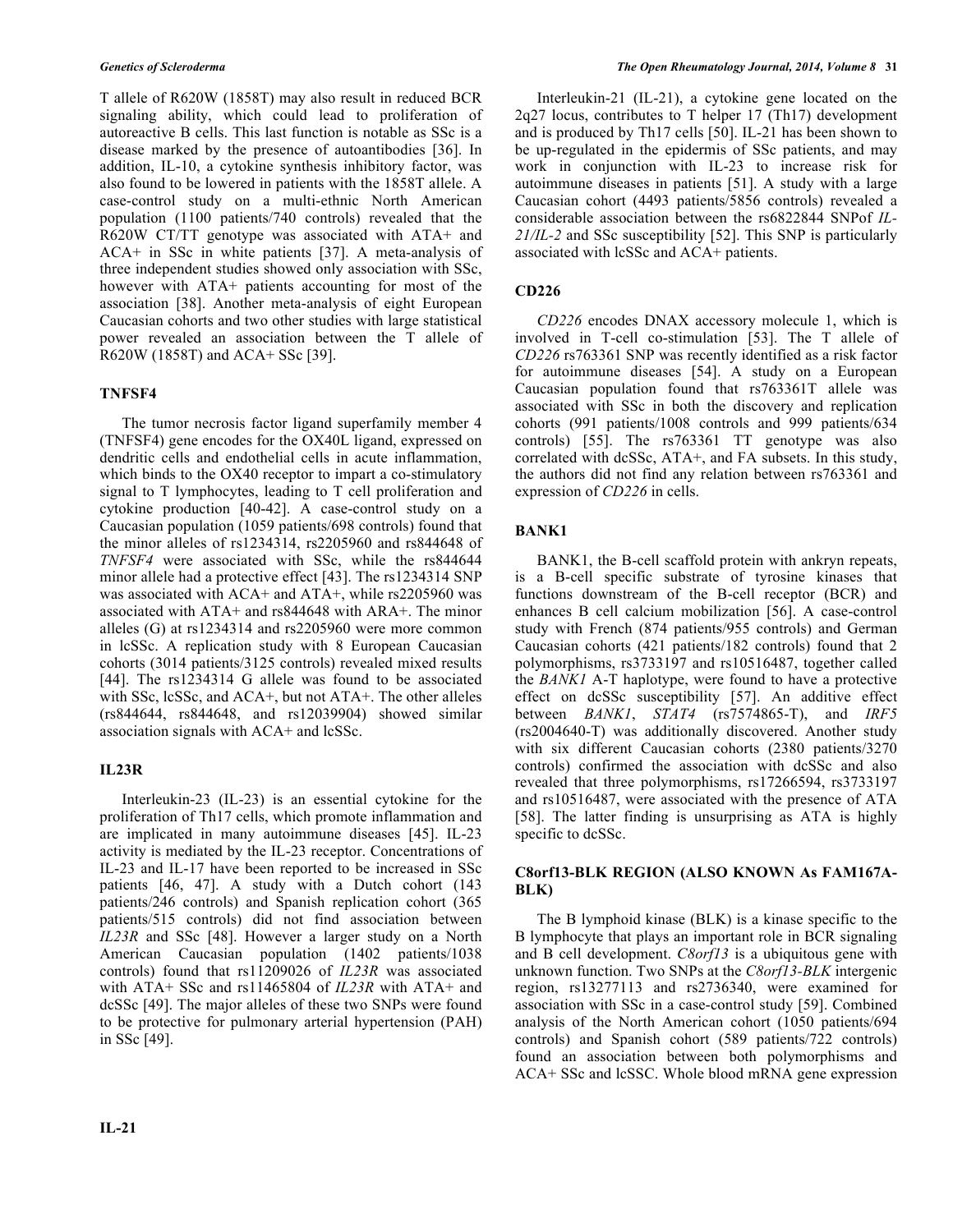T allele of R620W (1858T) may also result in reduced BCR signaling ability, which could lead to proliferation of autoreactive B cells. This last function is notable as SSc is a disease marked by the presence of autoantibodies [36]. In addition, IL-10, a cytokine synthesis inhibitory factor, was also found to be lowered in patients with the 1858T allele. A case-control study on a multi-ethnic North American population (1100 patients/740 controls) revealed that the R620W CT/TT genotype was associated with ATA+ and ACA+ in SSc in white patients [37]. A meta-analysis of three independent studies showed only association with SSc, however with ATA+ patients accounting for most of the association [38]. Another meta-analysis of eight European Caucasian cohorts and two other studies with large statistical power revealed an association between the T allele of R620W (1858T) and ACA+ SSc [39].

## TNFSF4

The tumor necrosis factor ligand superfamily member 4 (TNFSF4) gene encodes for the OX40L ligand, expressed on dendritic cells and endothelial cells in acute inflammation, which binds to the OX40 receptor to impart a co-stimulatory signal to T lymphocytes, leading to T cell proliferation and cytokine production [40-42]. A case-control study on a Caucasian population (1059 patients/698 controls) found that the minor alleles of rs1234314, rs2205960 and rs844648 of *TNFSF4* were associated with SSc, while the rs844644 minor allele had a protective effect [43]. The rs1234314 SNP was associated with ACA+ and ATA+, while rs2205960 was associated with ATA+ and rs844648 with ARA+. The minor alleles (G) at rs1234314 and rs2205960 were more common in lcSSc. A replication study with 8 European Caucasian cohorts (3014 patients/3125 controls) revealed mixed results [44]. The rs1234314 G allele was found to be associated with SSc, lcSSc, and ACA+, but not ATA+. The other alleles (rs844644, rs844648, and rs12039904) showed similar association signals with ACA+ and lcSSc.

## IL23R

Interleukin-23 (IL-23) is an essential cytokine for the proliferation of Th17 cells, which promote inflammation and are implicated in many autoimmune diseases [45]. IL-23 activity is mediated by the IL-23 receptor. Concentrations of IL-23 and IL-17 have been reported to be increased in SSc patients [46, 47]. A study with a Dutch cohort (143 patients/246 controls) and Spanish replication cohort (365 patients/515 controls) did not find association between *IL23R* and SSc [48]. However a larger study on a North American Caucasian population (1402 patients/1038 controls) found that rs11209026 of *IL23R* was associated with ATA+ SSc and rs11465804 of *IL23R* with ATA+ and dcSSc [49]. The major alleles of these two SNPs were found to be protective for pulmonary arterial hypertension (PAH) in SSc [49].

## IL-21

Interleukin-21 (IL-21), a cytokine gene located on the 2q27 locus, contributes to T helper 17 (Th17) development and is produced by Th17 cells [50]. IL-21 has been shown to be up-regulated in the epidermis of SSc patients, and may work in conjunction with IL-23 to increase risk for autoimmune diseases in patients [51]. A study with a large Caucasian cohort (4493 patients/5856 controls) revealed a considerable association between the rs6822844 SNPof *IL-21/IL-2* and SSc susceptibility [52]. This SNP is particularly associated with lcSSc and ACA+ patients.

## CD226

*CD226* encodes DNAX accessory molecule 1, which is involved in T-cell co-stimulation [53]. The T allele of *CD226* rs763361 SNP was recently identified as a risk factor for autoimmune diseases [54]. A study on a European Caucasian population found that rs763361T allele was associated with SSc in both the discovery and replication cohorts (991 patients/1008 controls and 999 patients/634 controls) [55]. The rs763361 TT genotype was also correlated with dcSSc, ATA+, and FA subsets. In this study, the authors did not find any relation between rs763361 and expression of *CD226* in cells.

## BANK1

BANK1, the B-cell scaffold protein with ankryn repeats, is a B-cell specific substrate of tyrosine kinases that functions downstream of the B-cell receptor (BCR) and enhances B cell calcium mobilization [56]. A case-control study with French (874 patients/955 controls) and German Caucasian cohorts (421 patients/182 controls) found that 2 polymorphisms, rs3733197 and rs10516487, together called the *BANK1* A-T haplotype, were found to have a protective effect on dcSSc susceptibility [57]. An additive effect between *BANK1*, *STAT4* (rs7574865-T), and *IRF5* (rs2004640-T) was additionally discovered. Another study with six different Caucasian cohorts (2380 patients/3270 controls) confirmed the association with dcSSc and also revealed that three polymorphisms, rs17266594, rs3733197 and rs10516487, were associated with the presence of ATA [58]. The latter finding is unsurprising as ATA is highly specific to dcSSc.

## C8orf13-BLK REGION (ALSO KNOWN As FAM167A-BLK)

The B lymphoid kinase (BLK) is a kinase specific to the B lymphocyte that plays an important role in BCR signaling and B cell development. *C8orf13* is a ubiquitous gene with unknown function. Two SNPs at the *C8orf13-BLK* intergenic region, rs13277113 and rs2736340, were examined for association with SSc in a case-control study [59]. Combined analysis of the North American cohort (1050 patients/694 controls) and Spanish cohort (589 patients/722 controls) found an association between both polymorphisms and ACA+ SSc and lcSSC. Whole blood mRNA gene expression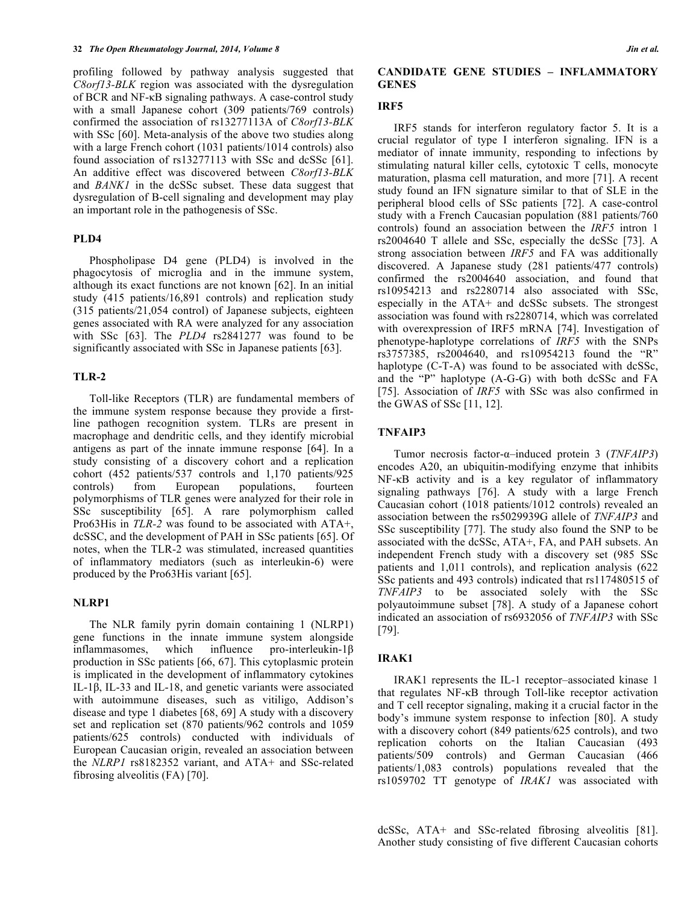profiling followed by pathway analysis suggested that *C8orf13-BLK* region was associated with the dysregulation of BCR and NF-κB signaling pathways. A case-control study with a small Japanese cohort (309 patients/769 controls) confirmed the association of rs13277113A of *C8orf13-BLK* with SSc [60]. Meta-analysis of the above two studies along with a large French cohort (1031 patients/1014 controls) also found association of rs13277113 with SSc and dcSSc [61]. An additive effect was discovered between *C8orf13-BLK* and *BANK1* in the dcSSc subset. These data suggest that dysregulation of B-cell signaling and development may play an important role in the pathogenesis of SSc.

### PLD4

Phospholipase D4 gene (PLD4) is involved in the phagocytosis of microglia and in the immune system, although its exact functions are not known [62]. In an initial study (415 patients/16,891 controls) and replication study (315 patients/21,054 control) of Japanese subjects, eighteen genes associated with RA were analyzed for any association with SSc [63]. The *PLD4* rs2841277 was found to be significantly associated with SSc in Japanese patients [63].

### TLR-2

Toll-like Receptors (TLR) are fundamental members of the immune system response because they provide a first-line pathogen recognition system. TLRs are present in macrophage and dendritic cells, and they identify microbial antigens as part of the innate immune response [64]. In a study consisting of a discovery cohort and a replication cohort (452 patients/537 controls and 1,170 patients/925 controls) from European populations, fourteen polymorphisms of TLR genes were analyzed for their role in SSc susceptibility [65]. A rare polymorphism called Pro63His in *TLR-2* was found to be associated with ATA+, dcSSC, and the development of PAH in SSc patients [65]. Of notes, when the TLR-2 was stimulated, increased quantities of inflammatory mediators (such as interleukin-6) were produced by the Pro63His variant [65].

### NLRP1

The NLR family pyrin domain containing 1 (NLRP1) gene functions in the innate immune system alongside inflammasomes, which influence pro-interleukin-1β production in SSc patients [66, 67]. This cytoplasmic protein is implicated in the development of inflammatory cytokines IL-1β, IL-33 and IL-18, and genetic variants were associated with autoimmune diseases, such as vitiligo, Addison's disease and type 1 diabetes [68, 69] A study with a discovery set and replication set (870 patients/962 controls and 1059 patients/625 controls) conducted with individuals of European Caucasian origin, revealed an association between the *NLRP1* rs8182352 variant, and ATA+ and SSc-related fibrosing alveolitis (FA) [70].

## CANDIDATE GENE STUDIES – INFLAMMATORY GENES

### IRF5

IRF5 stands for interferon regulatory factor 5. It is a crucial regulator of type I interferon signaling. IFN is a mediator of innate immunity, responding to infections by stimulating natural killer cells, cytotoxic T cells, monocyte maturation, plasma cell maturation, and more [71]. A recent study found an IFN signature similar to that of SLE in the peripheral blood cells of SSc patients [72]. A case-control study with a French Caucasian population (881 patients/760 controls) found an association between the *IRF5* intron 1 rs2004640 T allele and SSc, especially the dcSSc [73]. A strong association between *IRF5* and FA was additionally discovered. A Japanese study (281 patients/477 controls) confirmed the rs2004640 association, and found that rs10954213 and rs2280714 also associated with SSc, especially in the ATA+ and dcSSc subsets. The strongest association was found with rs2280714, which was correlated with overexpression of IRF5 mRNA [74]. Investigation of phenotype-haplotype correlations of *IRF5* with the SNPs rs3757385, rs2004640, and rs10954213 found the "R" haplotype (C-T-A) was found to be associated with dcSSc, and the "P" haplotype (A-G-G) with both dcSSc and FA [75]. Association of *IRF5* with SSc was also confirmed in the GWAS of SSc [11, 12].

### TNFAIP3

Tumor necrosis factor-α–induced protein 3 (*TNFAIP3*) encodes A20, an ubiquitin-modifying enzyme that inhibits NF-κB activity and is a key regulator of inflammatory signaling pathways [76]. A study with a large French Caucasian cohort (1018 patients/1012 controls) revealed an association between the rs5029939G allele of *TNFAIP3* and SSc susceptibility [77]. The study also found the SNP to be associated with the dcSSc, ATA+, FA, and PAH subsets. An independent French study with a discovery set (985 SSc patients and 1,011 controls), and replication analysis (622 SSc patients and 493 controls) indicated that rs117480515 of *TNFAIP3* to be associated solely with the SSc polyautoimmune subset [78]. A study of a Japanese cohort indicated an association of rs6932056 of *TNFAIP3* with SSc [79].

### IRAK1

IRAK1 represents the IL-1 receptor–associated kinase 1 that regulates NF-κB through Toll-like receptor activation and T cell receptor signaling, making it a crucial factor in the body's immune system response to infection [80]. A study with a discovery cohort (849 patients/625 controls), and two replication cohorts on the Italian Caucasian (493 patients/509 controls) and German Caucasian (466 patients/1,083 controls) populations revealed that the rs1059702 TT genotype of *IRAK1* was associated with dcSSc, ATA+ and SSc-related fibrosing alveolitis [81]. Another study consisting of five different Caucasian cohorts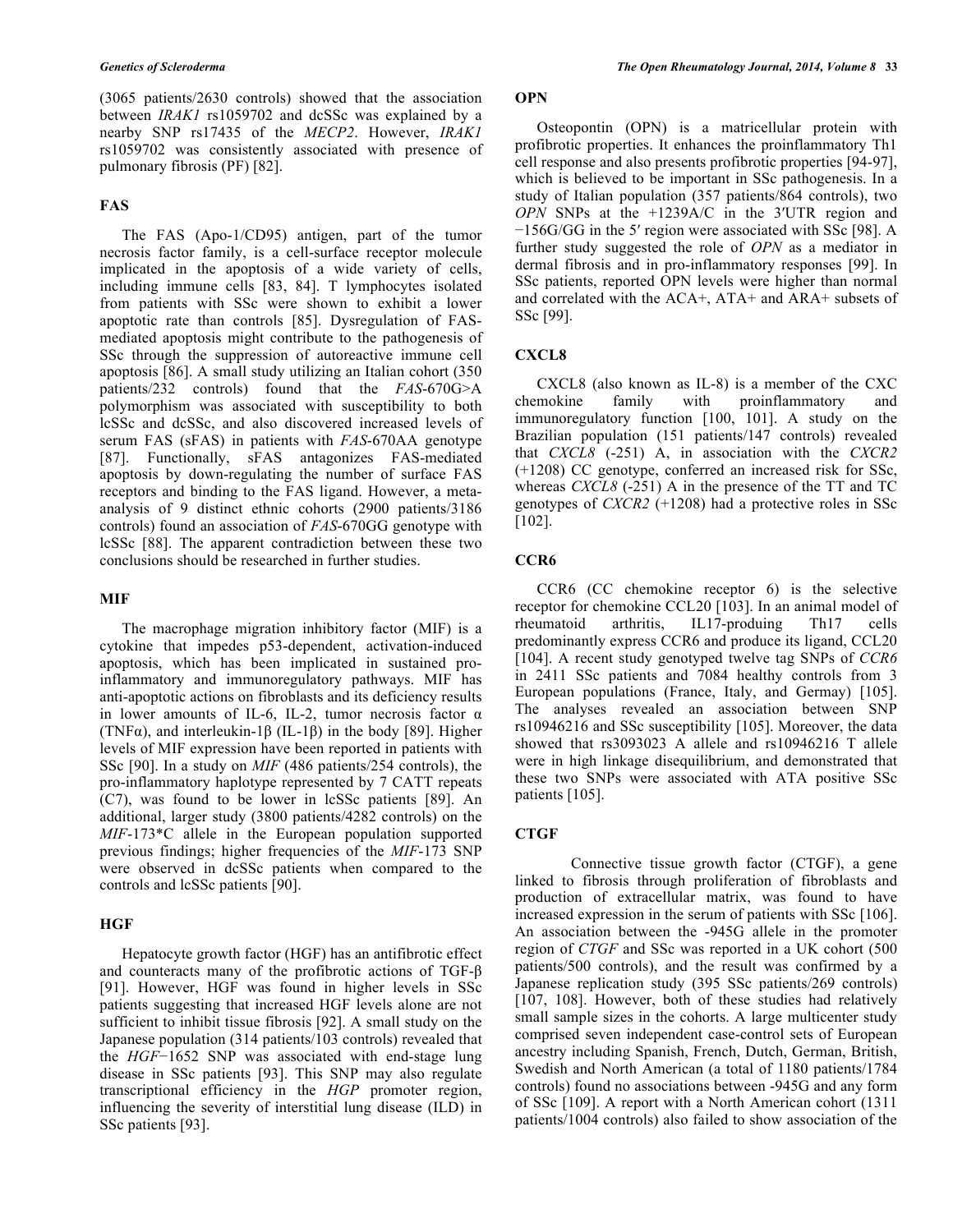(3065 patients/2630 controls) showed that the association between *IRAK1* rs1059702 and dcSSc was explained by a nearby SNP rs17435 of the *MECP2*. However, *IRAK1* rs1059702 was consistently associated with presence of pulmonary fibrosis (PF) [82].

## FAS

The FAS (Apo-1/CD95) antigen, part of the tumor necrosis factor family, is a cell-surface receptor molecule implicated in the apoptosis of a wide variety of cells, including immune cells [83, 84]. T lymphocytes isolated from patients with SSc were shown to exhibit a lower apoptotic rate than controls [85]. Dysregulation of FAS-mediated apoptosis might contribute to the pathogenesis of SSc through the suppression of autoreactive immune cell apoptosis [86]. A small study utilizing an Italian cohort (350 patients/232 controls) found that the *FAS*-670G>A polymorphism was associated with susceptibility to both lcSSc and dcSSc, and also discovered increased levels of serum FAS (sFAS) in patients with *FAS*-670AA genotype [87]. Functionally, sFAS antagonizes FAS-mediated apoptosis by down-regulating the number of surface FAS receptors and binding to the FAS ligand. However, a meta-analysis of 9 distinct ethnic cohorts (2900 patients/3186 controls) found an association of *FAS*-670GG genotype with lcSSc [88]. The apparent contradiction between these two conclusions should be researched in further studies.

## MIF

The macrophage migration inhibitory factor (MIF) is a cytokine that impedes p53-dependent, activation-induced apoptosis, which has been implicated in sustained pro-inflammatory and immunoregulatory pathways. MIF has anti-apoptotic actions on fibroblasts and its deficiency results in lower amounts of IL-6, IL-2, tumor necrosis factor α (TNFα), and interleukin-1β (IL-1β) in the body [89]. Higher levels of MIF expression have been reported in patients with SSc [90]. In a study on *MIF* (486 patients/254 controls), the pro-inflammatory haplotype represented by 7 CATT repeats (C7), was found to be lower in lcSSc patients [89]. An additional, larger study (3800 patients/4282 controls) on the *MIF*-173*C allele in the European population supported previous findings; higher frequencies of the *MIF*-173 SNP were observed in dcSSc patients when compared to the controls and lcSSc patients [90].

## HGF

Hepatocyte growth factor (HGF) has an antifibrotic effect and counteracts many of the profibrotic actions of TGF-β [91]. However, HGF was found in higher levels in SSc patients suggesting that increased HGF levels alone are not sufficient to inhibit tissue fibrosis [92]. A small study on the Japanese population (314 patients/103 controls) revealed that the *HGF*−1652 SNP was associated with end-stage lung disease in SSc patients [93]. This SNP may also regulate transcriptional efficiency in the *HGP* promoter region, influencing the severity of interstitial lung disease (ILD) in SSc patients [93].

## OPN

Osteopontin (OPN) is a matricellular protein with profibrotic properties. It enhances the proinflammatory Th1 cell response and also presents profibrotic properties [94-97], which is believed to be important in SSc pathogenesis. In a study of Italian population (357 patients/864 controls), two *OPN* SNPs at the +1239A/C in the 3′UTR region and −156G/GG in the 5′ region were associated with SSc [98]. A further study suggested the role of *OPN* as a mediator in dermal fibrosis and in pro-inflammatory responses [99]. In SSc patients, reported OPN levels were higher than normal and correlated with the ACA+, ATA+ and ARA+ subsets of SSc [99].

## CXCL8

CXCL8 (also known as IL-8) is a member of the CXC chemokine family with proinflammatory and immunoregulatory function [100, 101]. A study on the Brazilian population (151 patients/147 controls) revealed that *CXCL8* (-251) A, in association with the *CXCR2* (+1208) CC genotype, conferred an increased risk for SSc, whereas *CXCL8* (-251) A in the presence of the TT and TC genotypes of *CXCR2* (+1208) had a protective roles in SSc [102].

## CCR6

CCR6 (CC chemokine receptor 6) is the selective receptor for chemokine CCL20 [103]. In an animal model of rheumatoid arthritis, IL17-produing Th17 cells predominantly express CCR6 and produce its ligand, CCL20 [104]. A recent study genotyped twelve tag SNPs of *CCR6* in 2411 SSc patients and 7084 healthy controls from 3 European populations (France, Italy, and Germay) [105]. The analyses revealed an association between SNP rs10946216 and SSc susceptibility [105]. Moreover, the data showed that rs3093023 A allele and rs10946216 T allele were in high linkage disequilibrium, and demonstrated that these two SNPs were associated with ATA positive SSc patients [105].

## CTGF

Connective tissue growth factor (CTGF), a gene linked to fibrosis through proliferation of fibroblasts and production of extracellular matrix, was found to have increased expression in the serum of patients with SSc [106]. An association between the -945G allele in the promoter region of *CTGF* and SSc was reported in a UK cohort (500 patients/500 controls), and the result was confirmed by a Japanese replication study (395 SSc patients/269 controls) [107, 108]. However, both of these studies had relatively small sample sizes in the cohorts. A large multicenter study comprised seven independent case-control sets of European ancestry including Spanish, French, Dutch, German, British, Swedish and North American (a total of 1180 patients/1784 controls) found no associations between -945G and any form of SSc [109]. A report with a North American cohort (1311 patients/1004 controls) also failed to show association of the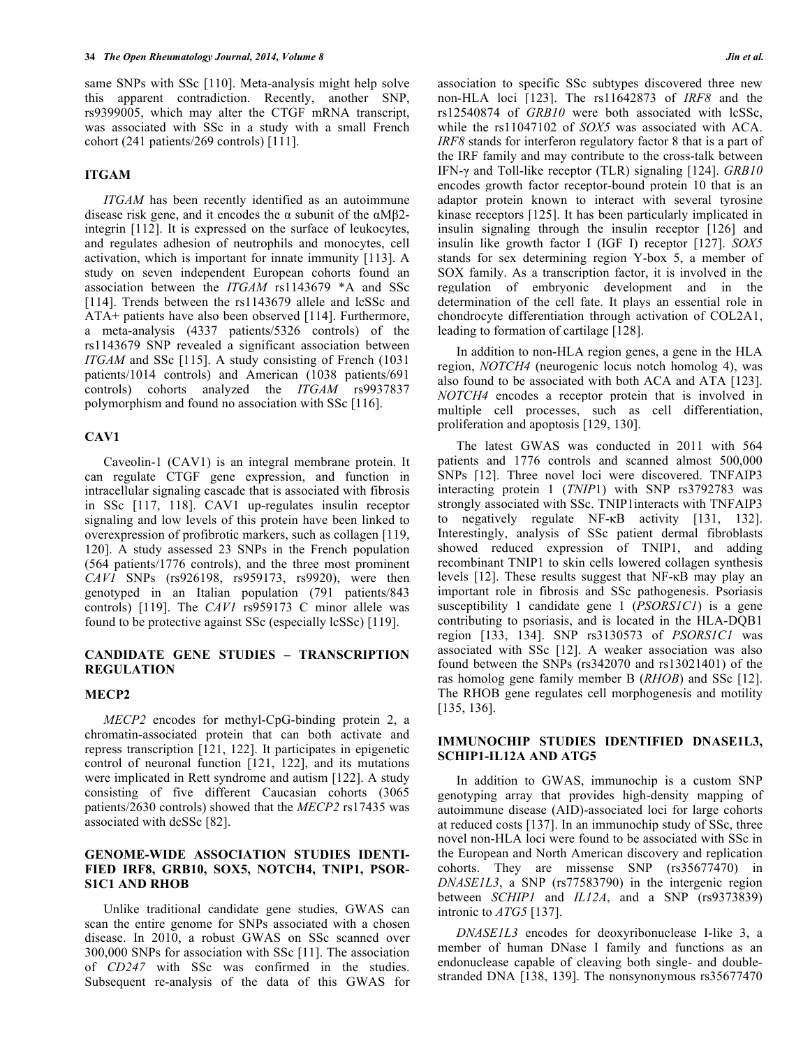same SNPs with SSc [110]. Meta-analysis might help solve this apparent contradiction. Recently, another SNP, rs9399005, which may alter the CTGF mRNA transcript, was associated with SSc in a study with a small French cohort (241 patients/269 controls) [111].

## ITGAM

*ITGAM* has been recently identified as an autoimmune disease risk gene, and it encodes the α subunit of the αMβ2-integrin [112]. It is expressed on the surface of leukocytes, and regulates adhesion of neutrophils and monocytes, cell activation, which is important for innate immunity [113]. A study on seven independent European cohorts found an association between the *ITGAM* rs1143679 *A and SSc [114]. Trends between the rs1143679 allele and lcSSc and ATA+ patients have also been observed [114]. Furthermore, a meta-analysis (4337 patients/5326 controls) of the rs1143679 SNP revealed a significant association between *ITGAM* and SSc [115]. A study consisting of French (1031 patients/1014 controls) and American (1038 patients/691 controls) cohorts analyzed the *ITGAM* rs9937837 polymorphism and found no association with SSc [116].

## CAV1

Caveolin-1 (CAV1) is an integral membrane protein. It can regulate CTGF gene expression, and function in intracellular signaling cascade that is associated with fibrosis in SSc [117, 118]. CAV1 up-regulates insulin receptor signaling and low levels of this protein have been linked to overexpression of profibrotic markers, such as collagen [119, 120]. A study assessed 23 SNPs in the French population (564 patients/1776 controls), and the three most prominent *CAV1* SNPs (rs926198, rs959173, rs9920), were then genotyped in an Italian population (791 patients/843 controls) [119]. The *CAV1* rs959173 C minor allele was found to be protective against SSc (especially lcSSc) [119].

## CANDIDATE GENE STUDIES – TRANSCRIPTION REGULATION

### MECP2

*MECP2* encodes for methyl-CpG-binding protein 2, a chromatin-associated protein that can both activate and repress transcription [121, 122]. It participates in epigenetic control of neuronal function [121, 122], and its mutations were implicated in Rett syndrome and autism [122]. A study consisting of five different Caucasian cohorts (3065 patients/2630 controls) showed that the *MECP2* rs17435 was associated with dcSSc [82].

## GENOME-WIDE ASSOCIATION STUDIES IDENTIFIED IRF8, GRB10, SOX5, NOTCH4, TNIP1, PSORS1C1 AND RHOB

Unlike traditional candidate gene studies, GWAS can scan the entire genome for SNPs associated with a chosen disease. In 2010, a robust GWAS on SSc scanned over 300,000 SNPs for association with SSc [11]. The association of *CD247* with SSc was confirmed in the studies. Subsequent re-analysis of the data of this GWAS for association to specific SSc subtypes discovered three new non-HLA loci [123]. The rs11642873 of *IRF8* and the rs12540874 of *GRB10* were both associated with lcSSc, while the rs11047102 of *SOX5* was associated with ACA. *IRF8* stands for interferon regulatory factor 8 that is a part of the IRF family and may contribute to the cross-talk between IFN-γ and Toll-like receptor (TLR) signaling [124]. *GRB10* encodes growth factor receptor-bound protein 10 that is an adaptor protein known to interact with several tyrosine kinase receptors [125]. It has been particularly implicated in insulin signaling through the insulin receptor [126] and insulin like growth factor I (IGF I) receptor [127]. *SOX5* stands for sex determining region Y-box 5, a member of SOX family. As a transcription factor, it is involved in the regulation of embryonic development and in the determination of the cell fate. It plays an essential role in chondrocyte differentiation through activation of COL2A1, leading to formation of cartilage [128].

In addition to non-HLA region genes, a gene in the HLA region, *NOTCH4* (neurogenic locus notch homolog 4), was also found to be associated with both ACA and ATA [123]. *NOTCH4* encodes a receptor protein that is involved in multiple cell processes, such as cell differentiation, proliferation and apoptosis [129, 130].

The latest GWAS was conducted in 2011 with 564 patients and 1776 controls and scanned almost 500,000 SNPs [12]. Three novel loci were discovered. TNFAIP3 interacting protein 1 (*TNIP1*) with SNP rs3792783 was strongly associated with SSc. TNIP1interacts with TNFAIP3 to negatively regulate NF-κB activity [131, 132]. Interestingly, analysis of SSc patient dermal fibroblasts showed reduced expression of TNIP1, and adding recombinant TNIP1 to skin cells lowered collagen synthesis levels [12]. These results suggest that NF-κB may play an important role in fibrosis and SSc pathogenesis. Psoriasis susceptibility 1 candidate gene 1 (*PSORS1C1*) is a gene contributing to psoriasis, and is located in the HLA-DQB1 region [133, 134]. SNP rs3130573 of *PSORS1C1* was associated with SSc [12]. A weaker association was also found between the SNPs (rs342070 and rs13021401) of the ras homolog gene family member B (*RHOB*) and SSc [12]. The RHOB gene regulates cell morphogenesis and motility [135, 136].

## IMMUNOCHIP STUDIES IDENTIFIED DNASE1L3, SCHIP1-IL12A AND ATG5

In addition to GWAS, immunochip is a custom SNP genotyping array that provides high-density mapping of autoimmune disease (AID)-associated loci for large cohorts at reduced costs [137]. In an immunochip study of SSc, three novel non-HLA loci were found to be associated with SSc in the European and North American discovery and replication cohorts. They are missense SNP (rs35677470) in *DNASE1L3*, a SNP (rs77583790) in the intergenic region between *SCHIP1* and *IL12A*, and a SNP (rs9373839) intronic to *ATG5* [137].

*DNASE1L3* encodes for deoxyribonuclease I-like 3, a member of human DNase I family and functions as an endonuclease capable of cleaving both single- and double-stranded DNA [138, 139]. The nonsynonymous rs35677470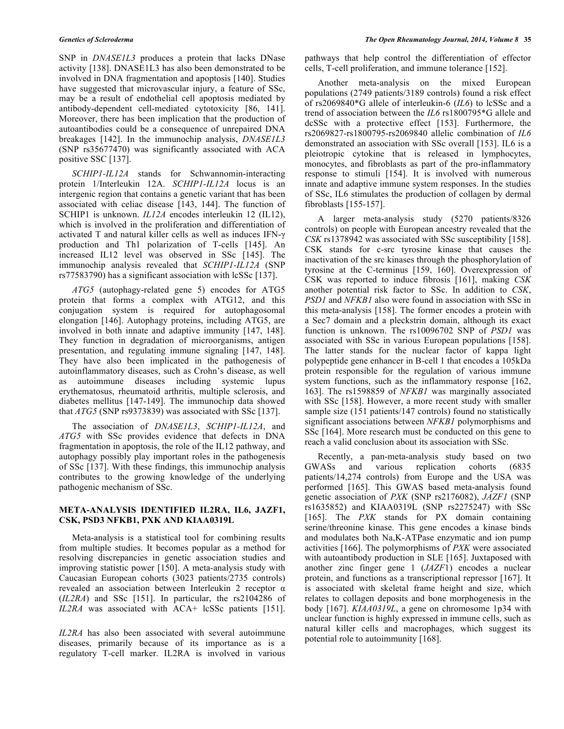SNP in *DNASE1L3* produces a protein that lacks DNase activity [138]. DNASE1L3 has also been demonstrated to be involved in DNA fragmentation and apoptosis [140]. Studies have suggested that microvascular injury, a feature of SSc, may be a result of endothelial cell apoptosis mediated by antibody-dependent cell-mediated cytotoxicity [86, 141]. Moreover, there has been implication that the production of autoantibodies could be a consequence of unrepaired DNA breakages [142]. In the immunochip analysis, *DNASE1L3* (SNP rs35677470) was significantly associated with ACA positive SSC [137].

*SCHIP1-IL12A* stands for Schwannomin-interacting protein 1/Interleukin 12A. *SCHIP1-IL12A* locus is an intergenic region that contains a genetic variant that has been associated with celiac disease [143, 144]. The function of SCHIP1 is unknown. *IL12A* encodes interleukin 12 (IL12), which is involved in the proliferation and differentiation of activated T and natural killer cells as well as induces IFN-γ production and Th1 polarization of T-cells [145]. An increased IL12 level was observed in SSc [145]. The immunochip analysis revealed that *SCHIP1-IL12A* (SNP rs77583790) has a significant association with lcSSc [137].

*ATG5* (autophagy-related gene 5) encodes for ATG5 protein that forms a complex with ATG12, and this conjugation system is required for autophagosomal elongation [146]. Autophagy proteins, including ATG5, are involved in both innate and adaptive immunity [147, 148]. They function in degradation of microorganisms, antigen presentation, and regulating immune signaling [147, 148]. They have also been implicated in the pathogenesis of autoinflammatory diseases, such as Crohn's disease, as well as autoimmune diseases including systemic lupus erythematosus, rheumatoid arthritis, multiple sclerosis, and diabetes mellitus [147-149]. The immunochip data showed that *ATG5* (SNP rs9373839) was associated with SSc [137].

The association of *DNASE1L3*, *SCHIP1-IL12A*, and *ATG5* with SSc provides evidence that defects in DNA fragmentation in apoptosis, the role of the IL12 pathway, and autophagy possibly play important roles in the pathogenesis of SSc [137]. With these findings, this immunochip analysis contributes to the growing knowledge of the underlying pathogenic mechanism of SSc.

## META-ANALYSIS IDENTIFIED IL2RA, IL6, JAZF1, CSK, PSD3 NFKB1, PXK AND KIAA0319L

Meta-analysis is a statistical tool for combining results from multiple studies. It becomes popular as a method for resolving discrepancies in genetic association studies and improving statistic power [150]. A meta-analysis study with Caucasian European cohorts (3023 patients/2735 controls) revealed an association between Interleukin 2 receptor α (*IL2RA*) and SSc [151]. In particular, the rs2104286 of *IL2RA* was associated with ACA+ lcSSc patients [151].

*IL2RA* has also been associated with several autoimmune diseases, primarily because of its importance as is a regulatory T-cell marker. IL2RA is involved in various pathways that help control the differentiation of effector cells, T-cell proliferation, and immune tolerance [152].

Another meta-analysis on the mixed European populations (2749 patients/3189 controls) found a risk effect of rs2069840*G allele of interleukin-6 (*IL6*) to lcSSc and a trend of association between the *IL6* rs1800795*G allele and dcSSc with a protective effect [153]. Furthermore, the rs2069827-rs1800795-rs2069840 allelic combination of *IL6* demonstrated an association with SSc overall [153]. IL6 is a pleiotropic cytokine that is released in lymphocytes, monocytes, and fibroblasts as part of the pro-inflammatory response to stimuli [154]. It is involved with numerous innate and adaptive immune system responses. In the studies of SSc, IL6 stimulates the production of collagen by dermal fibroblasts [155-157].

A larger meta-analysis study (5270 patients/8326 controls) on people with European ancestry revealed that the *CSK* rs1378942 was associated with SSc susceptibility [158]. CSK stands for c-src tyrosine kinase that causes the inactivation of the src kinases through the phosphorylation of tyrosine at the C-terminus [159, 160]. Overexpression of CSK was reported to induce fibrosis [161], making *CSK* another potential risk factor to SSc. In addition to *CSK*, *PSD1* and *NFKB1* also were found in association with SSc in this meta-analysis [158]. The former encodes a protein with a Sec7 domain and a pleckstrin domain, although its exact function is unknown. The rs10096702 SNP of *PSD1* was associated with SSc in various European populations [158]. The latter stands for the nuclear factor of kappa light polypeptide gene enhancer in B-cell 1 that encodes a 105kDa protein responsible for the regulation of various immune system functions, such as the inflammatory response [162, 163]. The rs1598859 of *NFKB1* was marginally associated with SSc [158]. However, a more recent study with smaller sample size (151 patients/147 controls) found no statistically significant associations between *NFKB1* polymorphisms and SSc [164]. More research must be conducted on this gene to reach a valid conclusion about its association with SSc.

Recently, a pan-meta-analysis study based on two GWASs and various replication cohorts (6835 patients/14,274 controls) from Europe and the USA was performed [165]. This GWAS based meta-analysis found genetic association of *PXK* (SNP rs2176082), *JAZF1* (SNP rs1635852) and KIAA0319L (SNP rs2275247) with SSc [165]. The *PXK* stands for PX domain containing serine/threonine kinase. This gene encodes a kinase binds and modulates both Na,K-ATPase enzymatic and ion pump activities [166]. The polymorphisms of *PXK* were associated with autoantibody production in SLE [165]. Juxtaposed with another zinc finger gene 1 (*JAZF1*) encodes a nuclear protein, and functions as a transcriptional repressor [167]. It is associated with skeletal frame height and size, which relates to collagen deposits and bone morphogenesis in the body [167]. *KIAA0319L*, a gene on chromosome 1p34 with unclear function is highly expressed in immune cells, such as natural killer cells and macrophages, which suggest its potential role to autoimmunity [168].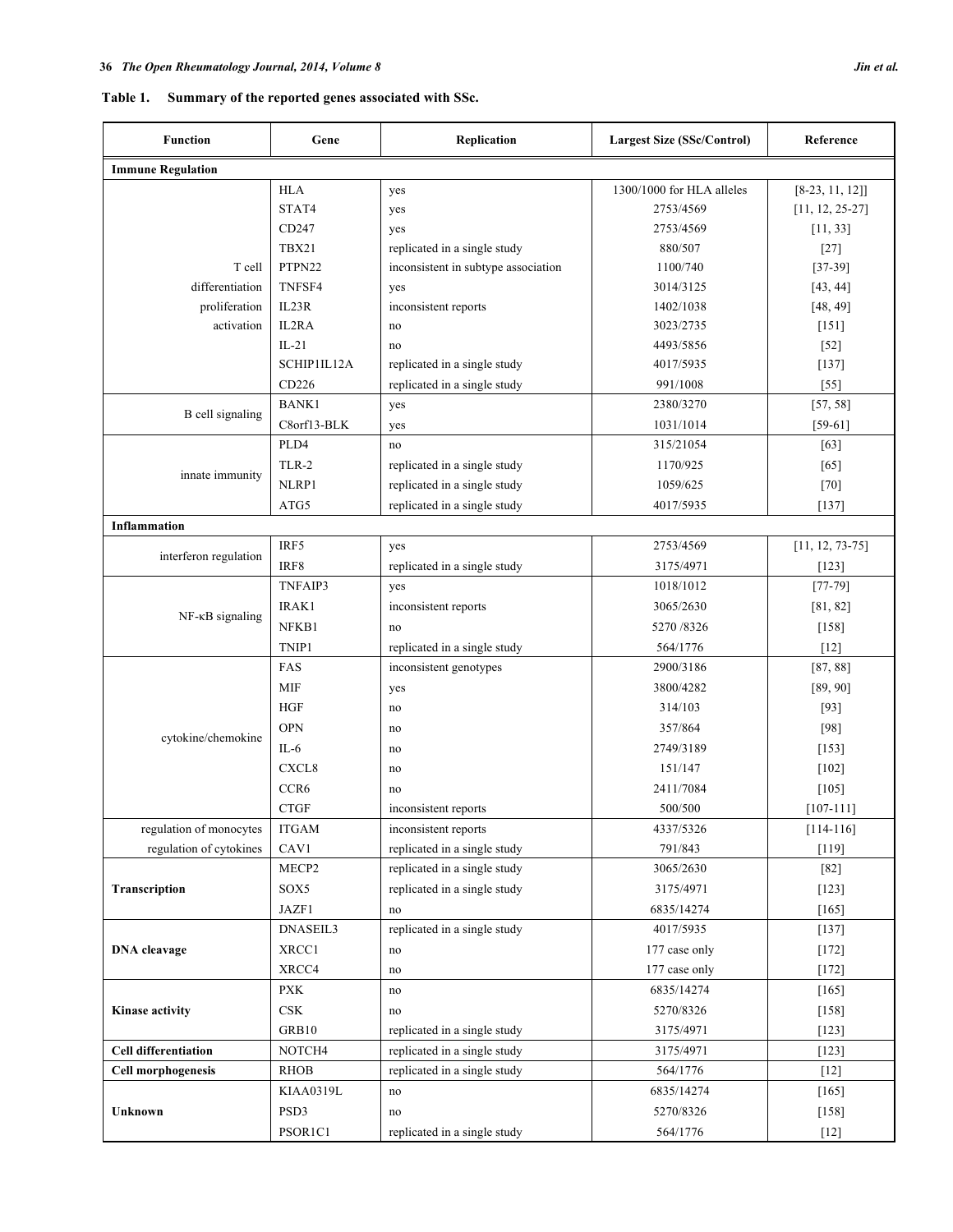**Table 1. Summary of the reported genes associated with SSc.**

| Function | Gene | Replication | Largest Size (SSc/Control) | Reference |
|---|---|---|---|---|
| **Immune Regulation** | | | | |
| T cell differentiation proliferation activation | HLA | yes | 1300/1000 for HLA alleles | [8-23, 11, 12]] |
| | STAT4 | yes | 2753/4569 | [11, 12, 25-27] |
| | CD247 | yes | 2753/4569 | [11, 33] |
| | TBX21 | replicated in a single study | 880/507 | [27] |
| | PTPN22 | inconsistent in subtype association | 1100/740 | [37-39] |
| | TNFSF4 | yes | 3014/3125 | [43, 44] |
| | IL23R | inconsistent reports | 1402/1038 | [48, 49] |
| | IL2RA | no | 3023/2735 | [151] |
| | IL-21 | no | 4493/5856 | [52] |
| | SCHIP1IL12A | replicated in a single study | 4017/5935 | [137] |
| | CD226 | replicated in a single study | 991/1008 | [55] |
| B cell signaling | BANK1 | yes | 2380/3270 | [57, 58] |
| | C8orf13-BLK | yes | 1031/1014 | [59-61] |
| innate immunity | PLD4 | no | 315/21054 | [63] |
| | TLR-2 | replicated in a single study | 1170/925 | [65] |
| | NLRP1 | replicated in a single study | 1059/625 | [70] |
| | ATG5 | replicated in a single study | 4017/5935 | [137] |
| **Inflammation** | | | | |
| interferon regulation | IRF5 | yes | 2753/4569 | [11, 12, 73-75] |
| | IRF8 | replicated in a single study | 3175/4971 | [123] |
| NF-κB signaling | TNFAIP3 | yes | 1018/1012 | [77-79] |
| | IRAK1 | inconsistent reports | 3065/2630 | [81, 82] |
| | NFKB1 | no | 5270 /8326 | [158] |
| | TNIP1 | replicated in a single study | 564/1776 | [12] |
| cytokine/chemokine | FAS | inconsistent genotypes | 2900/3186 | [87, 88] |
| | MIF | yes | 3800/4282 | [89, 90] |
| | HGF | no | 314/103 | [93] |
| | OPN | no | 357/864 | [98] |
| | IL-6 | no | 2749/3189 | [153] |
| | CXCL8 | no | 151/147 | [102] |
| | CCR6 | no | 2411/7084 | [105] |
| | CTGF | inconsistent reports | 500/500 | [107-111] |
| regulation of monocytes | ITGAM | inconsistent reports | 4337/5326 | [114-116] |
| regulation of cytokines | CAV1 | replicated in a single study | 791/843 | [119] |
| **Transcription** | MECP2 | replicated in a single study | 3065/2630 | [82] |
| | SOX5 | replicated in a single study | 3175/4971 | [123] |
| | JAZF1 | no | 6835/14274 | [165] |
| **DNA cleavage** | DNASEIL3 | replicated in a single study | 4017/5935 | [137] |
| | XRCC1 | no | 177 case only | [172] |
| | XRCC4 | no | 177 case only | [172] |
| **Kinase activity** | PXK | no | 6835/14274 | [165] |
| | CSK | no | 5270/8326 | [158] |
| | GRB10 | replicated in a single study | 3175/4971 | [123] |
| **Cell differentiation** | NOTCH4 | replicated in a single study | 3175/4971 | [123] |
| **Cell morphogenesis** | RHOB | replicated in a single study | 564/1776 | [12] |
| **Unknown** | KIAA0319L | no | 6835/14274 | [165] |
| | PSD3 | no | 5270/8326 | [158] |
| | PSOR1C1 | replicated in a single study | 564/1776 | [12] |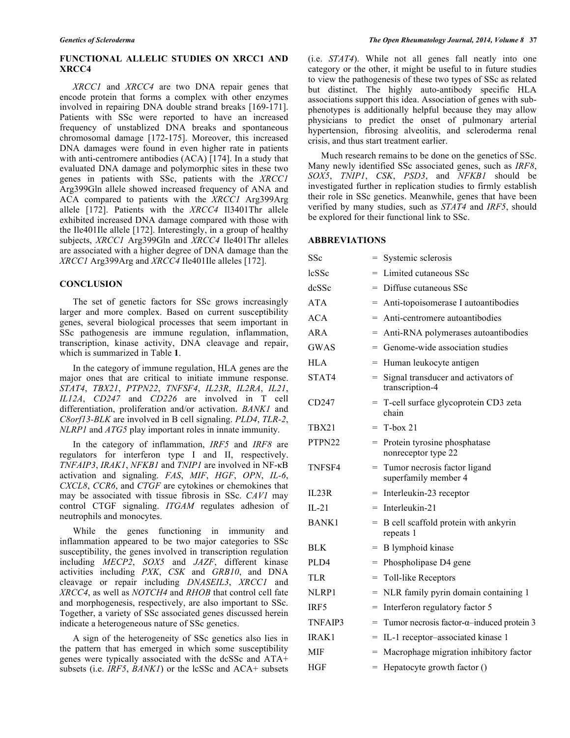## FUNCTIONAL ALLELIC STUDIES ON XRCC1 AND XRCC4

*XRCC1* and *XRCC4* are two DNA repair genes that encode protein that forms a complex with other enzymes involved in repairing DNA double strand breaks [169-171]. Patients with SSc were reported to have an increased frequency of unstablized DNA breaks and spontaneous chromosomal damage [172-175]. Moreover, this increased DNA damages were found in even higher rate in patients with anti-centromere antibodies (ACA) [174]. In a study that evaluated DNA damage and polymorphic sites in these two genes in patients with SSc, patients with the *XRCC1* Arg399Gln allele showed increased frequency of ANA and ACA compared to patients with the *XRCC1* Arg399Arg allele [172]. Patients with the *XRCC4* Il3401Thr allele exhibited increased DNA damage compared with those with the Ile401Ile allele [172]. Interestingly, in a group of healthy subjects, *XRCC1* Arg399Gln and *XRCC4* Ile401Thr alleles are associated with a higher degree of DNA damage than the *XRCC1* Arg399Arg and *XRCC4* Ile401Ile alleles [172].

## CONCLUSION

The set of genetic factors for SSc grows increasingly larger and more complex. Based on current susceptibility genes, several biological processes that seem important in SSc pathogenesis are immune regulation, inflammation, transcription, kinase activity, DNA cleavage and repair, which is summarized in Table **1**.

In the category of immune regulation, HLA genes are the major ones that are critical to initiate immune response. *STAT4*, *TBX21*, *PTPN22*, *TNFSF4*, *IL23R*, *IL2RA*, *IL21*, *IL12A*, *CD247* and *CD226* are involved in T cell differentiation, proliferation and/or activation. *BANK1* and *C8orf13-BLK* are involved in B cell signaling. *PLD4*, *TLR-2*, *NLRP1* and *ATG5* play important roles in innate immunity.

In the category of inflammation, *IRF5* and *IRF8* are regulators for interferon type I and II, respectively. *TNFAIP3*, *IRAK1*, *NFKB1* and *TNIP1* are involved in NF-κB activation and signaling. *FAS*, *MIF*, *HGF*, *OPN*, *IL-6*, *CXCL8*, *CCR6*, and *CTGF* are cytokines or chemokines that may be associated with tissue fibrosis in SSc. *CAV1* may control CTGF signaling. *ITGAM* regulates adhesion of neutrophils and monocytes.

While the genes functioning in immunity and inflammation appeared to be two major categories to SSc susceptibility, the genes involved in transcription regulation including *MECP2*, *SOX5* and *JAZF*, different kinase activities including *PXK*, *CSK* and *GRB10*, and DNA cleavage or repair including *DNASEIL3*, *XRCC1* and *XRCC4*, as well as *NOTCH4* and *RHOB* that control cell fate and morphogenesis, respectively, are also important to SSc. Together, a variety of SSc associated genes discussed herein indicate a heterogeneous nature of SSc genetics.

A sign of the heterogeneity of SSc genetics also lies in the pattern that has emerged in which some susceptibility genes were typically associated with the dcSSc and ATA+ subsets (i.e. *IRF5*, *BANK1*) or the lcSSc and ACA+ subsets (i.e. *STAT4*). While not all genes fall neatly into one category or the other, it might be useful to in future studies to view the pathogenesis of these two types of SSc as related but distinct. The highly auto-antibody specific HLA associations support this idea. Association of genes with sub-phenotypes is additionally helpful because they may allow physicians to predict the onset of pulmonary arterial hypertension, fibrosing alveolitis, and scleroderma renal crisis, and thus start treatment earlier.

Much research remains to be done on the genetics of SSc. Many newly identified SSc associated genes, such as *IRF8*, *SOX5*, *TNIP1*, *CSK*, *PSD3*, and *NFKB1* should be investigated further in replication studies to firmly establish their role in SSc genetics. Meanwhile, genes that have been verified by many studies, such as *STAT4* and *IRF5*, should be explored for their functional link to SSc.

## ABBREVIATIONS

| | | |
|---|---|---|
| SSc | = | Systemic sclerosis |
| lcSSc | = | Limited cutaneous SSc |
| dcSSc | = | Diffuse cutaneous SSc |
| ATA | = | Anti-topoisomerase I autoantibodies |
| ACA | = | Anti-centromere autoantibodies |
| ARA | = | Anti-RNA polymerases autoantibodies |
| GWAS | = | Genome-wide association studies |
| HLA | = | Human leukocyte antigen |
| STAT4 | = | Signal transducer and activators of transcription-4 |
| CD247 | = | T-cell surface glycoprotein CD3 zeta chain |
| TBX21 | = | T-box 21 |
| PTPN22 | = | Protein tyrosine phosphatase nonreceptor type 22 |
| TNFSF4 | = | Tumor necrosis factor ligand superfamily member 4 |
| IL23R | = | Interleukin-23 receptor |
| IL-21 | = | Interleukin-21 |
| BANK1 | = | B cell scaffold protein with ankyrin repeats 1 |
| BLK | = | B lymphoid kinase |
| PLD4 | = | Phospholipase D4 gene |
| TLR | = | Toll-like Receptors |
| NLRP1 | = | NLR family pyrin domain containing 1 |
| IRF5 | = | Interferon regulatory factor 5 |
| TNFAIP3 | = | Tumor necrosis factor-α–induced protein 3 |
| IRAK1 | = | IL-1 receptor–associated kinase 1 |
| MIF | = | Macrophage migration inhibitory factor |
| HGF | = | Hepatocyte growth factor () |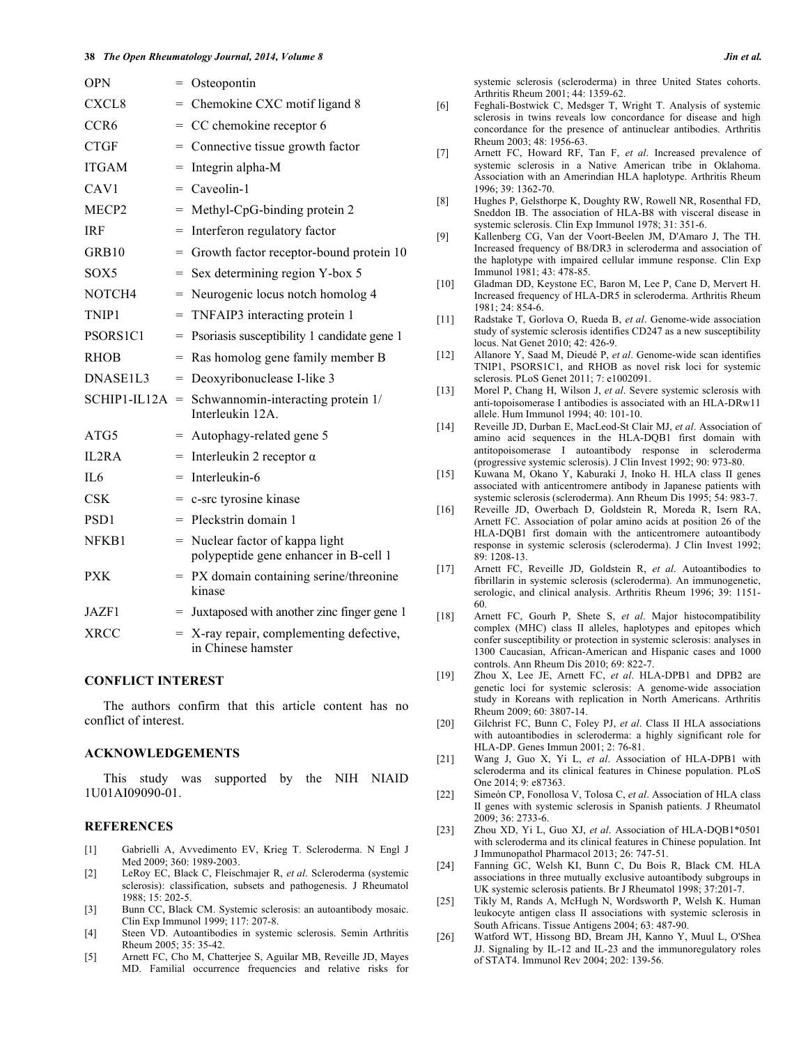| | | |
|---|---|---|
| OPN | = | Osteopontin |
| CXCL8 | = | Chemokine CXC motif ligand 8 |
| CCR6 | = | CC chemokine receptor 6 |
| CTGF | = | Connective tissue growth factor |
| ITGAM | = | Integrin alpha-M |
| CAV1 | = | Caveolin-1 |
| MECP2 | = | Methyl-CpG-binding protein 2 |
| IRF | = | Interferon regulatory factor |
| GRB10 | = | Growth factor receptor-bound protein 10 |
| SOX5 | = | Sex determining region Y-box 5 |
| NOTCH4 | = | Neurogenic locus notch homolog 4 |
| TNIP1 | = | TNFAIP3 interacting protein 1 |
| PSORS1C1 | = | Psoriasis susceptibility 1 candidate gene 1 |
| RHOB | = | Ras homolog gene family member B |
| DNASE1L3 | = | Deoxyribonuclease I-like 3 |
| SCHIP1-IL12A | = | Schwannomin-interacting protein 1/ Interleukin 12A. |
| ATG5 | = | Autophagy-related gene 5 |
| IL2RA | = | Interleukin 2 receptor α |
| IL6 | = | Interleukin-6 |
| CSK | = | c-src tyrosine kinase |
| PSD1 | = | Pleckstrin domain 1 |
| NFKB1 | = | Nuclear factor of kappa light polypeptide gene enhancer in B-cell 1 |
| PXK | = | PX domain containing serine/threonine kinase |
| JAZF1 | = | Juxtaposed with another zinc finger gene 1 |
| XRCC | = | X-ray repair, complementing defective, in Chinese hamster |

## CONFLICT INTEREST

The authors confirm that this article content has no conflict of interest.

## ACKNOWLEDGEMENTS

This study was supported by the NIH NIAID 1U01AI09090-01.

## REFERENCES

[1] Gabrielli A, Avvedimento EV, Krieg T. Scleroderma. N Engl J Med 2009; 360: 1989-2003.

[2] LeRoy EC, Black C, Fleischmajer R, *et al*. Scleroderma (systemic sclerosis): classification, subsets and pathogenesis. J Rheumatol 1988; 15: 202-5.

[3] Bunn CC, Black CM. Systemic sclerosis: an autoantibody mosaic. Clin Exp Immunol 1999; 117: 207-8.

[4] Steen VD. Autoantibodies in systemic sclerosis. Semin Arthritis Rheum 2005; 35: 35-42.

[5] Arnett FC, Cho M, Chatterjee S, Aguilar MB, Reveille JD, Mayes MD. Familial occurrence frequencies and relative risks for systemic sclerosis (scleroderma) in three United States cohorts. Arthritis Rheum 2001; 44: 1359-62.

[6] Feghali-Bostwick C, Medsger T, Wright T. Analysis of systemic sclerosis in twins reveals low concordance for disease and high concordance for the presence of antinuclear antibodies. Arthritis Rheum 2003; 48: 1956-63.

[7] Arnett FC, Howard RF, Tan F, *et al*. Increased prevalence of systemic sclerosis in a Native American tribe in Oklahoma. Association with an Amerindian HLA haplotype. Arthritis Rheum 1996; 39: 1362-70.

[8] Hughes P, Gelsthorpe K, Doughty RW, Rowell NR, Rosenthal FD, Sneddon IB. The association of HLA-B8 with visceral disease in systemic sclerosis. Clin Exp Immunol 1978; 31: 351-6.

[9] Kallenberg CG, Van der Voort-Beelen JM, D'Amaro J, The TH. Increased frequency of B8/DR3 in scleroderma and association of the haplotype with impaired cellular immune response. Clin Exp Immunol 1981; 43: 478-85.

[10] Gladman DD, Keystone EC, Baron M, Lee P, Cane D, Mervert H. Increased frequency of HLA-DR5 in scleroderma. Arthritis Rheum 1981; 24: 854-6.

[11] Radstake T, Gorlova O, Rueda B, *et al*. Genome-wide association study of systemic sclerosis identifies CD247 as a new susceptibility locus. Nat Genet 2010; 42: 426-9.

[12] Allanore Y, Saad M, Dieudé P, *et al*. Genome-wide scan identifies TNIP1, PSORS1C1, and RHOB as novel risk loci for systemic sclerosis. PLoS Genet 2011; 7: e1002091.

[13] Morel P, Chang H, Wilson J, *et al*. Severe systemic sclerosis with anti-topoisomerase I antibodies is associated with an HLA-DRw11 allele. Hum Immunol 1994; 40: 101-10.

[14] Reveille JD, Durban E, MacLeod-St Clair MJ, *et al*. Association of amino acid sequences in the HLA-DQB1 first domain with antitopoisomerase I autoantibody response in scleroderma (progressive systemic sclerosis). J Clin Invest 1992; 90: 973-80.

[15] Kuwana M, Okano Y, Kaburaki J, Inoko H. HLA class II genes associated with anticentromere antibody in Japanese patients with systemic sclerosis (scleroderma). Ann Rheum Dis 1995; 54: 983-7.

[16] Reveille JD, Owerbach D, Goldstein R, Moreda R, Isern RA, Arnett FC. Association of polar amino acids at position 26 of the HLA-DQB1 first domain with the anticentromere autoantibody response in systemic sclerosis (scleroderma). J Clin Invest 1992; 89: 1208-13.

[17] Arnett FC, Reveille JD, Goldstein R, *et al*. Autoantibodies to fibrillarin in systemic sclerosis (scleroderma). An immunogenetic, serologic, and clinical analysis. Arthritis Rheum 1996; 39: 1151-60.

[18] Arnett FC, Gourh P, Shete S, *et al*. Major histocompatibility complex (MHC) class II alleles, haplotypes and epitopes which confer susceptibility or protection in systemic sclerosis: analyses in 1300 Caucasian, African-American and Hispanic cases and 1000 controls. Ann Rheum Dis 2010; 69: 822-7.

[19] Zhou X, Lee JE, Arnett FC, *et al*. HLA-DPB1 and DPB2 are genetic loci for systemic sclerosis: A genome-wide association study in Koreans with replication in North Americans. Arthritis Rheum 2009; 60: 3807-14.

[20] Gilchrist FC, Bunn C, Foley PJ, *et al*. Class II HLA associations with autoantibodies in scleroderma: a highly significant role for HLA-DP. Genes Immun 2001; 2: 76-81.

[21] Wang J, Guo X, Yi L, *et al*. Association of HLA-DPB1 with scleroderma and its clinical features in Chinese population. PLoS One 2014; 9: e87363.

[22] Simeón CP, Fonollosa V, Tolosa C, *et al*. Association of HLA class II genes with systemic sclerosis in Spanish patients. J Rheumatol 2009; 36: 2733-6.

[23] Zhou XD, Yi L, Guo XJ, *et al*. Association of HLA-DQB1*0501 with scleroderma and its clinical features in Chinese population. Int J Immunopathol Pharmacol 2013; 26: 747-51.

[24] Fanning GC, Welsh KI, Bunn C, Du Bois R, Black CM. HLA associations in three mutually exclusive autoantibody subgroups in UK systemic sclerosis patients. Br J Rheumatol 1998; 37:201-7.

[25] Tikly M, Rands A, McHugh N, Wordsworth P, Welsh K. Human leukocyte antigen class II associations with systemic sclerosis in South Africans. Tissue Antigens 2004; 63: 487-90.

[26] Watford WT, Hissong BD, Bream JH, Kanno Y, Muul L, O'Shea JJ. Signaling by IL-12 and IL-23 and the immunoregulatory roles of STAT4. Immunol Rev 2004; 202: 139-56.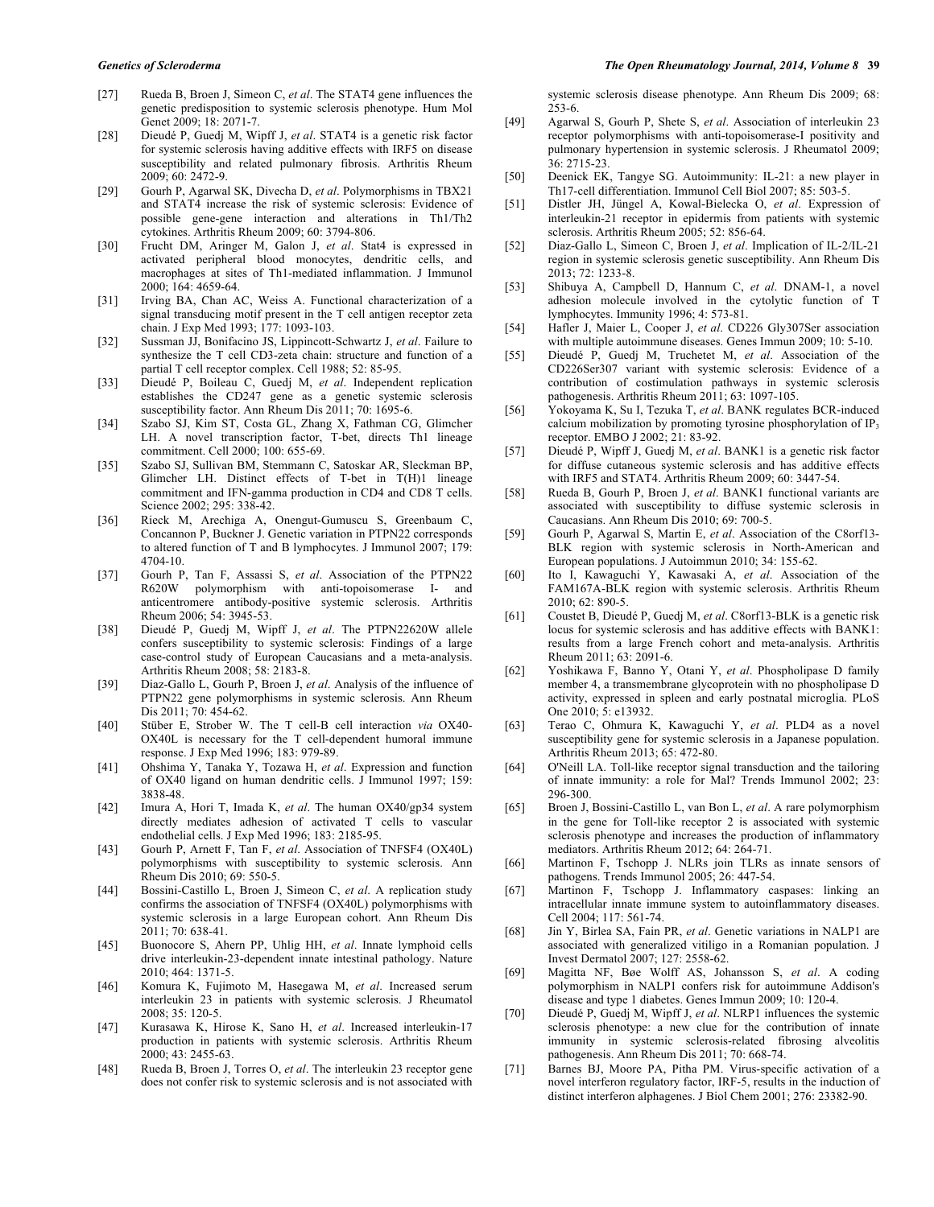[27] Rueda B, Broen J, Simeon C, *et al*. The STAT4 gene influences the genetic predisposition to systemic sclerosis phenotype. Hum Mol Genet 2009; 18: 2071-7.

[28] Dieudé P, Guedj M, Wipff J, *et al*. STAT4 is a genetic risk factor for systemic sclerosis having additive effects with IRF5 on disease susceptibility and related pulmonary fibrosis. Arthritis Rheum 2009; 60: 2472-9.

[29] Gourh P, Agarwal SK, Divecha D, *et al*. Polymorphisms in TBX21 and STAT4 increase the risk of systemic sclerosis: Evidence of possible gene-gene interaction and alterations in Th1/Th2 cytokines. Arthritis Rheum 2009; 60: 3794-806.

[30] Frucht DM, Aringer M, Galon J, *et al*. Stat4 is expressed in activated peripheral blood monocytes, dendritic cells, and macrophages at sites of Th1-mediated inflammation. J Immunol 2000; 164: 4659-64.

[31] Irving BA, Chan AC, Weiss A. Functional characterization of a signal transducing motif present in the T cell antigen receptor zeta chain. J Exp Med 1993; 177: 1093-103.

[32] Sussman JJ, Bonifacino JS, Lippincott-Schwartz J, *et al*. Failure to synthesize the T cell CD3-zeta chain: structure and function of a partial T cell receptor complex. Cell 1988; 52: 85-95.

[33] Dieudé P, Boileau C, Guedj M, *et al*. Independent replication establishes the CD247 gene as a genetic systemic sclerosis susceptibility factor. Ann Rheum Dis 2011; 70: 1695-6.

[34] Szabo SJ, Kim ST, Costa GL, Zhang X, Fathman CG, Glimcher LH. A novel transcription factor, T-bet, directs Th1 lineage commitment. Cell 2000; 100: 655-69.

[35] Szabo SJ, Sullivan BM, Stemmann C, Satoskar AR, Sleckman BP, Glimcher LH. Distinct effects of T-bet in T(H)1 lineage commitment and IFN-gamma production in CD4 and CD8 T cells. Science 2002; 295: 338-42.

[36] Rieck M, Arechiga A, Onengut-Gumuscu S, Greenbaum C, Concannon P, Buckner J. Genetic variation in PTPN22 corresponds to altered function of T and B lymphocytes. J Immunol 2007; 179: 4704-10.

[37] Gourh P, Tan F, Assassi S, *et al*. Association of the PTPN22 R620W polymorphism with anti-topoisomerase I- and anticentromere antibody-positive systemic sclerosis. Arthritis Rheum 2006; 54: 3945-53.

[38] Dieudé P, Guedj M, Wipff J, *et al*. The PTPN22620W allele confers susceptibility to systemic sclerosis: Findings of a large case-control study of European Caucasians and a meta-analysis. Arthritis Rheum 2008; 58: 2183-8.

[39] Diaz-Gallo L, Gourh P, Broen J, *et al*. Analysis of the influence of PTPN22 gene polymorphisms in systemic sclerosis. Ann Rheum Dis 2011; 70: 454-62.

[40] Stüber E, Strober W. The T cell-B cell interaction *via* OX40-OX40L is necessary for the T cell-dependent humoral immune response. J Exp Med 1996; 183: 979-89.

[41] Ohshima Y, Tanaka Y, Tozawa H, *et al*. Expression and function of OX40 ligand on human dendritic cells. J Immunol 1997; 159: 3838-48.

[42] Imura A, Hori T, Imada K, *et al*. The human OX40/gp34 system directly mediates adhesion of activated T cells to vascular endothelial cells. J Exp Med 1996; 183: 2185-95.

[43] Gourh P, Arnett F, Tan F, *et al*. Association of TNFSF4 (OX40L) polymorphisms with susceptibility to systemic sclerosis. Ann Rheum Dis 2010; 69: 550-5.

[44] Bossini-Castillo L, Broen J, Simeon C, *et al*. A replication study confirms the association of TNFSF4 (OX40L) polymorphisms with systemic sclerosis in a large European cohort. Ann Rheum Dis 2011; 70: 638-41.

[45] Buonocore S, Ahern PP, Uhlig HH, *et al*. Innate lymphoid cells drive interleukin-23-dependent innate intestinal pathology. Nature 2010; 464: 1371-5.

[46] Komura K, Fujimoto M, Hasegawa M, *et al*. Increased serum interleukin 23 in patients with systemic sclerosis. J Rheumatol 2008; 35: 120-5.

[47] Kurasawa K, Hirose K, Sano H, *et al*. Increased interleukin-17 production in patients with systemic sclerosis. Arthritis Rheum 2000; 43: 2455-63.

[48] Rueda B, Broen J, Torres O, *et al*. The interleukin 23 receptor gene does not confer risk to systemic sclerosis and is not associated with systemic sclerosis disease phenotype. Ann Rheum Dis 2009; 68: 253-6.

[49] Agarwal S, Gourh P, Shete S, *et al*. Association of interleukin 23 receptor polymorphisms with anti-topoisomerase-I positivity and pulmonary hypertension in systemic sclerosis. J Rheumatol 2009; 36: 2715-23.

[50] Deenick EK, Tangye SG. Autoimmunity: IL-21: a new player in Th17-cell differentiation. Immunol Cell Biol 2007; 85: 503-5.

[51] Distler JH, Jüngel A, Kowal-Bielecka O, *et al*. Expression of interleukin-21 receptor in epidermis from patients with systemic sclerosis. Arthritis Rheum 2005; 52: 856-64.

[52] Diaz-Gallo L, Simeon C, Broen J, *et al*. Implication of IL-2/IL-21 region in systemic sclerosis genetic susceptibility. Ann Rheum Dis 2013; 72: 1233-8.

[53] Shibuya A, Campbell D, Hannum C, *et al*. DNAM-1, a novel adhesion molecule involved in the cytolytic function of T lymphocytes. Immunity 1996; 4: 573-81.

[54] Hafler J, Maier L, Cooper J, *et al*. CD226 Gly307Ser association with multiple autoimmune diseases. Genes Immun 2009; 10: 5-10.

[55] Dieudé P, Guedj M, Truchetet M, *et al*. Association of the CD226Ser307 variant with systemic sclerosis: Evidence of a contribution of costimulation pathways in systemic sclerosis pathogenesis. Arthritis Rheum 2011; 63: 1097-105.

[56] Yokoyama K, Su I, Tezuka T, *et al*. BANK regulates BCR-induced calcium mobilization by promoting tyrosine phosphorylation of $IP_3$ receptor. EMBO J 2002; 21: 83-92.

[57] Dieudé P, Wipff J, Guedj M, *et al*. BANK1 is a genetic risk factor for diffuse cutaneous systemic sclerosis and has additive effects with IRF5 and STAT4. Arthritis Rheum 2009; 60: 3447-54.

[58] Rueda B, Gourh P, Broen J, *et al*. BANK1 functional variants are associated with susceptibility to diffuse systemic sclerosis in Caucasians. Ann Rheum Dis 2010; 69: 700-5.

[59] Gourh P, Agarwal S, Martin E, *et al*. Association of the C8orf13-BLK region with systemic sclerosis in North-American and European populations. J Autoimmun 2010; 34: 155-62.

[60] Ito I, Kawaguchi Y, Kawasaki A, *et al*. Association of the FAM167A-BLK region with systemic sclerosis. Arthritis Rheum 2010; 62: 890-5.

[61] Coustet B, Dieudé P, Guedj M, *et al*. C8orf13-BLK is a genetic risk locus for systemic sclerosis and has additive effects with BANK1: results from a large French cohort and meta-analysis. Arthritis Rheum 2011; 63: 2091-6.

[62] Yoshikawa F, Banno Y, Otani Y, *et al*. Phospholipase D family member 4, a transmembrane glycoprotein with no phospholipase D activity, expressed in spleen and early postnatal microglia. PLoS One 2010; 5: e13932.

[63] Terao C, Ohmura K, Kawaguchi Y, *et al*. PLD4 as a novel susceptibility gene for systemic sclerosis in a Japanese population. Arthritis Rheum 2013; 65: 472-80.

[64] O'Neill LA. Toll-like receptor signal transduction and the tailoring of innate immunity: a role for Mal? Trends Immunol 2002; 23: 296-300.

[65] Broen J, Bossini-Castillo L, van Bon L, *et al*. A rare polymorphism in the gene for Toll-like receptor 2 is associated with systemic sclerosis phenotype and increases the production of inflammatory mediators. Arthritis Rheum 2012; 64: 264-71.

[66] Martinon F, Tschopp J. NLRs join TLRs as innate sensors of pathogens. Trends Immunol 2005; 26: 447-54.

[67] Martinon F, Tschopp J. Inflammatory caspases: linking an intracellular innate immune system to autoinflammatory diseases. Cell 2004; 117: 561-74.

[68] Jin Y, Birlea SA, Fain PR, *et al*. Genetic variations in NALP1 are associated with generalized vitiligo in a Romanian population. J Invest Dermatol 2007; 127: 2558-62.

[69] Magitta NF, Bøe Wolff AS, Johansson S, *et al*. A coding polymorphism in NALP1 confers risk for autoimmune Addison's disease and type 1 diabetes. Genes Immun 2009; 10: 120-4.

[70] Dieudé P, Guedj M, Wipff J, *et al*. NLRP1 influences the systemic sclerosis phenotype: a new clue for the contribution of innate immunity in systemic sclerosis-related fibrosing alveolitis pathogenesis. Ann Rheum Dis 2011; 70: 668-74.

[71] Barnes BJ, Moore PA, Pitha PM. Virus-specific activation of a novel interferon regulatory factor, IRF-5, results in the induction of distinct interferon alphagenes. J Biol Chem 2001; 276: 23382-90.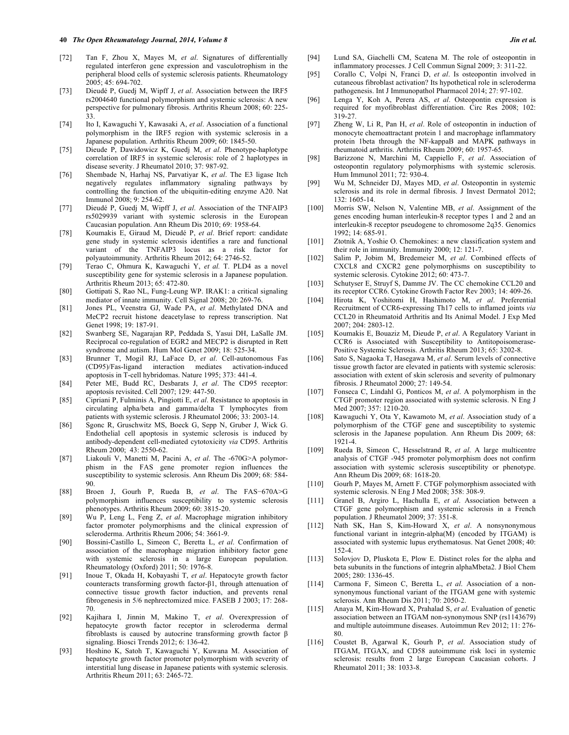[72] Tan F, Zhou X, Mayes M, *et al*. Signatures of differentially regulated interferon gene expression and vasculotrophism in the peripheral blood cells of systemic sclerosis patients. Rheumatology 2005; 45: 694-702.

[73] Dieudé P, Guedj M, Wipff J, *et al*. Association between the IRF5 rs2004640 functional polymorphism and systemic sclerosis: A new perspective for pulmonary fibrosis. Arthritis Rheum 2008; 60: 225-33.

[74] Ito I, Kawaguchi Y, Kawasaki A, *et al*. Association of a functional polymorphism in the IRF5 region with systemic sclerosis in a Japanese population. Arthritis Rheum 2009; 60: 1845-50.

[75] Dieude P, Dawidowicz K, Guedj M, *et al*. Phenotype-haplotype correlation of IRF5 in systemic sclerosis: role of 2 haplotypes in disease severity. J Rheumatol 2010; 37: 987-92.

[76] Shembade N, Harhaj NS, Parvatiyar K, *et al*. The E3 ligase Itch negatively regulates inflammatory signaling pathways by controlling the function of the ubiquitin-editing enzyme A20. Nat Immunol 2008; 9: 254-62.

[77] Dieudé P, Guedj M, Wipff J, *et al*. Association of the TNFAIP3 rs5029939 variant with systemic sclerosis in the European Caucasian population. Ann Rheum Dis 2010; 69: 1958-64.

[78] Koumakis E, Giraud M, Dieudé P, *et al*. Brief report: candidate gene study in systemic sclerosis identifies a rare and functional variant of the TNFAIP3 locus as a risk factor for polyautoimmunity. Arthritis Rheum 2012; 64: 2746-52.

[79] Terao C, Ohmura K, Kawaguchi Y, *et al.* T. PLD4 as a novel susceptibility gene for systemic sclerosis in a Japanese population. Arthritis Rheum 2013; 65: 472-80.

[80] Gottipati S, Rao NL, Fung-Leung WP. IRAK1: a critical signaling mediator of innate immunity. Cell Signal 2008; 20: 269-76.

[81] Jones PL, Veenstra GJ, Wade PA, *et al*. Methylated DNA and MeCP2 recruit histone deacetylase to repress transcription. Nat Genet 1998; 19: 187-91.

[82] Swanberg SE, Nagarajan RP, Peddada S, Yasui DH, LaSalle JM. Reciprocal co-regulation of EGR2 and MECP2 is disrupted in Rett syndrome and autism. Hum Mol Genet 2009; 18: 525-34.

[83] Brunner T, Mogil RJ, LaFace D, *et al*. Cell-autonomous Fas (CD95)/Fas-ligand interaction mediates activation-induced apoptosis in T-cell hybridomas. Nature 1995; 373: 441-4.

[84] Peter ME, Budd RC, Desbarats J, *et al*. The CD95 receptor: apoptosis revisited. Cell 2007; 129: 447-50.

[85] Cipriani P, Fulminis A, Pingiotti E, *et al*. Resistance to apoptosis in circulating alpha/beta and gamma/delta T lymphocytes from patients with systemic sclerosis. J Rheumatol 2006; 33: 2003-14.

[86] Sgonc R, Gruschwitz MS, Boeck G, Sepp N, Gruber J, Wick G. Endothelial cell apoptosis in systemic sclerosis is induced by antibody-dependent cell-mediated cytotoxicity *via* CD95. Arthritis Rheum 2000; 43: 2550-62.

[87] Liakouli V, Manetti M, Pacini A, *et al*. The -670G>A polymorphism in the FAS gene promoter region influences the susceptibility to systemic sclerosis. Ann Rheum Dis 2009; 68: 584-90.

[88] Broen J, Gourh P, Rueda B, *et al*. The FAS−670A>G polymorphism influences susceptibility to systemic sclerosis phenotypes. Arthritis Rheum 2009; 60: 3815-20.

[89] Wu P, Leng L, Feng Z, *et al*. Macrophage migration inhibitory factor promoter polymorphisms and the clinical expression of scleroderma. Arthritis Rheum 2006; 54: 3661-9.

[90] Bossini-Castillo L, Simeon C, Beretta L, *et al*. Confirmation of association of the macrophage migration inhibitory factor gene with systemic sclerosis in a large European population. Rheumatology (Oxford) 2011; 50: 1976-8.

[91] Inoue T, Okada H, Kobayashi T, *et al*. Hepatocyte growth factor counteracts transforming growth factor-β1, through attenuation of connective tissue growth factor induction, and prevents renal fibrogenesis in 5/6 nephrectomized mice. FASEB J 2003; 17: 268-70.

[92] Kajihara I, Jinnin M, Makino T, *et al*. Overexpression of hepatocyte growth factor receptor in scleroderma dermal fibroblasts is caused by autocrine transforming growth factor β signaling. Biosci Trends 2012; 6: 136-42.

[93] Hoshino K, Satoh T, Kawaguchi Y, Kuwana M. Association of hepatocyte growth factor promoter polymorphism with severity of interstitial lung disease in Japanese patients with systemic sclerosis. Arthritis Rheum 2011; 63: 2465-72.

[94] Lund SA, Giachelli CM, Scatena M. The role of osteopontin in inflammatory processes. J Cell Commun Signal 2009; 3: 311-22.

[95] Corallo C, Volpi N, Franci D, *et al*. Is osteopontin involved in cutaneous fibroblast activation? Its hypothetical role in scleroderma pathogenesis. Int J Immunopathol Pharmacol 2014; 27: 97-102.

[96] Lenga Y, Koh A, Perera AS, *et al*. Osteopontin expression is required for myofibroblast differentiation. Circ Res 2008; 102: 319-27.

[97] Zheng W, Li R, Pan H, *et al*. Role of osteopontin in induction of monocyte chemoattractant protein 1 and macrophage inflammatory protein 1beta through the NF-kappaB and MAPK pathways in rheumatoid arthritis. Arthritis Rheum 2009; 60: 1957-65.

[98] Barizzone N, Marchini M, Cappiello F, *et al*. Association of osteopontin regulatory polymorphisms with systemic sclerosis. Hum Immunol 2011; 72: 930-4.

[99] Wu M, Schneider DJ, Mayes MD, *et al*. Osteopontin in systemic sclerosis and its role in dermal fibrosis. J Invest Dermatol 2012; 132: 1605-14.

[100] Morris SW, Nelson N, Valentine MB, *et al*. Assignment of the genes encoding human interleukin-8 receptor types 1 and 2 and an interleukin-8 receptor pseudogene to chromosome 2q35. Genomics 1992; 14: 685-91.

[101] Ztotnik A, Yoshie O. Chemokines: a new classification system and their role in immunity. Immunity 2000; 12: 121-7.

[102] Salim P, Jobim M, Bredemeier M, *et al*. Combined effects of CXCL8 and CXCR2 gene polymorphisms on susceptibility to systemic sclerosis. Cytokine 2012; 60: 473-7.

[103] Schutyser E, Struyf S, Damme JV. The CC chemokine CCL20 and its receptor CCR6. Cytokine Growth Factor Rev 2003; 14: 409-26.

[104] Hirota K, Yoshitomi H, Hashimoto M, *et al*. Preferential Recruitment of CCR6-expressing Th17 cells to inflamed joints *via* CCL20 in Rheumatoid Arthritis and Its Animal Model. J Exp Med 2007; 204: 2803-12.

[105] Koumakis E, Bouaziz M, Dieude P, *et al*. A Regulatory Variant in CCR6 is Associated with Susceptibility to Antitopoisomerase-Positive Systemic Sclerosis. Arthritis Rheum 2013; 65: 3202-8.

[106] Sato S, Nagaoka T, Hasegawa M, *et al*. Serum levels of connective tissue growth factor are elevated in patients with systemic sclerosis: association with extent of skin sclerosis and severity of pulmonary fibrosis. J Rheumatol 2000; 27: 149-54.

[107] Fonseca C, Lindahl G, Ponticos M, *et al*. A polymorphism in the CTGF promoter region associated with systemic sclerosis. N Eng J Med 2007; 357: 1210-20.

[108] Kawaguchi Y, Ota Y, Kawamoto M, *et al*. Association study of a polymorphism of the CTGF gene and susceptibility to systemic sclerosis in the Japanese population. Ann Rheum Dis 2009; 68: 1921-4.

[109] Rueda B, Simeon C, Hesselstrand R, *et al*. A large multicentre analysis of CTGF -945 promoter polymorphism does not confirm association with systemic sclerosis susceptibility or phenotype. Ann Rheum Dis 2009; 68: 1618-20.

[110] Gourh P, Mayes M, Arnett F. CTGF polymorphism associated with systemic sclerosis. N Eng J Med 2008; 358: 308-9.

[111] Granel B, Argiro L, Hachulla E, *et al*. Association between a CTGF gene polymorphism and systemic sclerosis in a French population. J Rheumatol 2009; 37: 351-8.

[112] Nath SK, Han S, Kim-Howard X, *et al*. A nonsynonymous functional variant in integrin-alpha(M) (encoded by ITGAM) is associated with systemic lupus erythematosus. Nat Genet 2008; 40: 152-4.

[113] Solovjov D, Pluskota E, Plow E. Distinct roles for the alpha and beta subunits in the functions of integrin alphaMbeta2. J Biol Chem 2005; 280: 1336-45.

[114] Carmona F, Simeon C, Beretta L, *et al.* Association of a non-synonymous functional variant of the ITGAM gene with systemic sclerosis. Ann Rheum Dis 2011; 70: 2050-2.

[115] Anaya M, Kim-Howard X, Prahalad S, *et al*. Evaluation of genetic association between an ITGAM non-synonymous SNP (rs1143679) and multiple autoimmune diseases. Autoimmun Rev 2012; 11: 276-80.

[116] Coustet B, Agarwal K, Gourh P, *et al*. Association study of ITGAM, ITGAX, and CD58 autoimmune risk loci in systemic sclerosis: results from 2 large European Caucasian cohorts. J Rheumatol 2011; 38: 1033-8.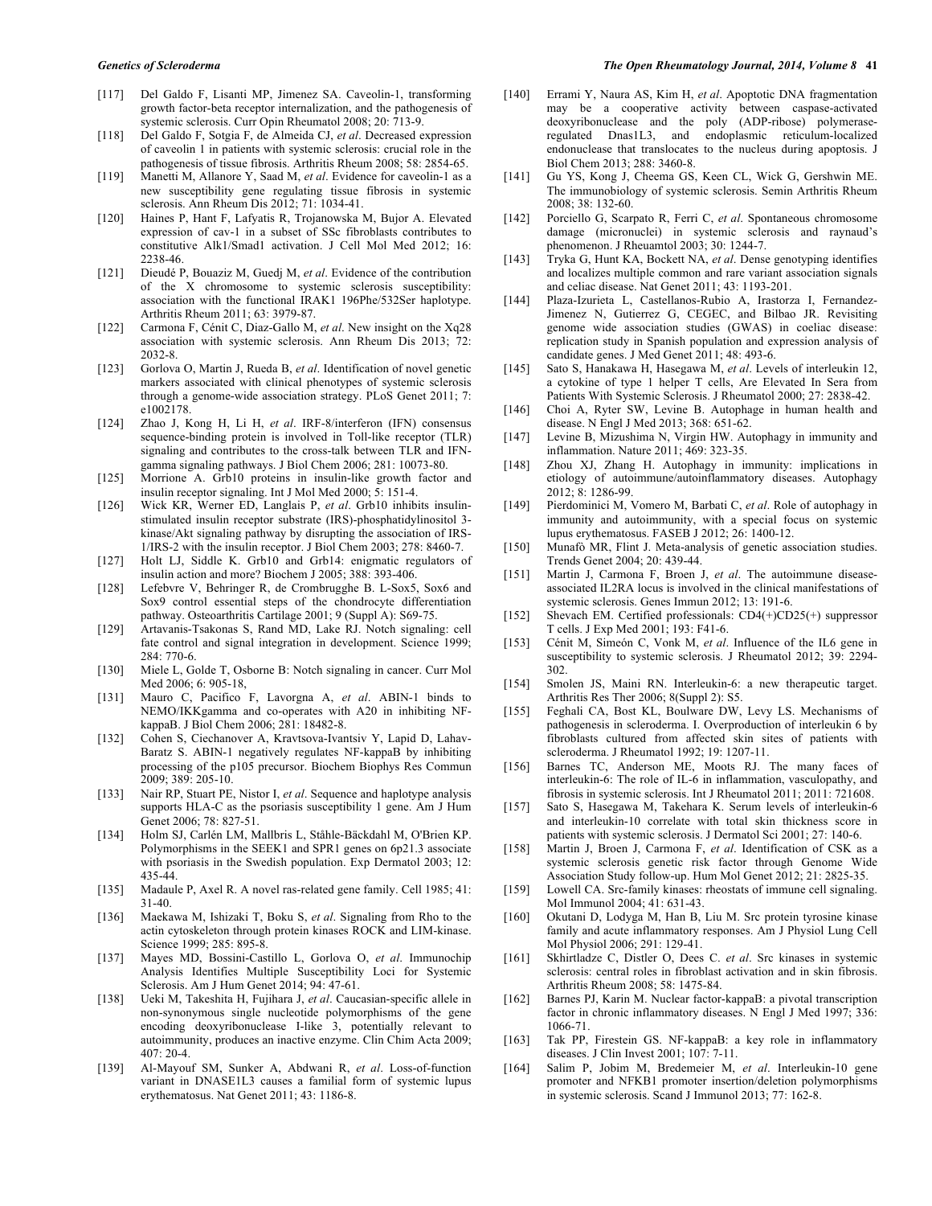[117] Del Galdo F, Lisanti MP, Jimenez SA. Caveolin-1, transforming growth factor-beta receptor internalization, and the pathogenesis of systemic sclerosis. Curr Opin Rheumatol 2008; 20: 713-9.

[118] Del Galdo F, Sotgia F, de Almeida CJ, *et al*. Decreased expression of caveolin 1 in patients with systemic sclerosis: crucial role in the pathogenesis of tissue fibrosis. Arthritis Rheum 2008; 58: 2854-65.

[119] Manetti M, Allanore Y, Saad M, *et al*. Evidence for caveolin-1 as a new susceptibility gene regulating tissue fibrosis in systemic sclerosis. Ann Rheum Dis 2012; 71: 1034-41.

[120] Haines P, Hant F, Lafyatis R, Trojanowska M, Bujor A. Elevated expression of cav-1 in a subset of SSc fibroblasts contributes to constitutive Alk1/Smad1 activation. J Cell Mol Med 2012; 16: 2238-46.

[121] Dieudé P, Bouaziz M, Guedj M, *et al*. Evidence of the contribution of the X chromosome to systemic sclerosis susceptibility: association with the functional IRAK1 196Phe/532Ser haplotype. Arthritis Rheum 2011; 63: 3979-87.

[122] Carmona F, Cénit C, Diaz-Gallo M, *et al*. New insight on the Xq28 association with systemic sclerosis. Ann Rheum Dis 2013; 72: 2032-8.

[123] Gorlova O, Martin J, Rueda B, *et al*. Identification of novel genetic markers associated with clinical phenotypes of systemic sclerosis through a genome-wide association strategy. PLoS Genet 2011; 7: e1002178.

[124] Zhao J, Kong H, Li H, *et al*. IRF-8/interferon (IFN) consensus sequence-binding protein is involved in Toll-like receptor (TLR) signaling and contributes to the cross-talk between TLR and IFN-gamma signaling pathways. J Biol Chem 2006; 281: 10073-80.

[125] Morrione A. Grb10 proteins in insulin-like growth factor and insulin receptor signaling. Int J Mol Med 2000; 5: 151-4.

[126] Wick KR, Werner ED, Langlais P, *et al*. Grb10 inhibits insulin-stimulated insulin receptor substrate (IRS)-phosphatidylinositol 3-kinase/Akt signaling pathway by disrupting the association of IRS-1/IRS-2 with the insulin receptor. J Biol Chem 2003; 278: 8460-7.

[127] Holt LJ, Siddle K. Grb10 and Grb14: enigmatic regulators of insulin action and more? Biochem J 2005; 388: 393-406.

[128] Lefebvre V, Behringer R, de Crombrugghe B. L-Sox5, Sox6 and Sox9 control essential steps of the chondrocyte differentiation pathway. Osteoarthritis Cartilage 2001; 9 (Suppl A): S69-75.

[129] Artavanis-Tsakonas S, Rand MD, Lake RJ. Notch signaling: cell fate control and signal integration in development. Science 1999; 284: 770-6.

[130] Miele L, Golde T, Osborne B: Notch signaling in cancer. Curr Mol Med 2006; 6: 905-18,

[131] Mauro C, Pacifico F, Lavorgna A, *et al*. ABIN-1 binds to NEMO/IKKgamma and co-operates with A20 in inhibiting NF-kappaB. J Biol Chem 2006; 281: 18482-8.

[132] Cohen S, Ciechanover A, Kravtsova-Ivantsiv Y, Lapid D, Lahav-Baratz S. ABIN-1 negatively regulates NF-kappaB by inhibiting processing of the p105 precursor. Biochem Biophys Res Commun 2009; 389: 205-10.

[133] Nair RP, Stuart PE, Nistor I, *et al*. Sequence and haplotype analysis supports HLA-C as the psoriasis susceptibility 1 gene. Am J Hum Genet 2006; 78: 827-51.

[134] Holm SJ, Carlén LM, Mallbris L, Ståhle-Bäckdahl M, O'Brien KP. Polymorphisms in the SEEK1 and SPR1 genes on 6p21.3 associate with psoriasis in the Swedish population. Exp Dermatol 2003; 12: 435-44.

[135] Madaule P, Axel R. A novel ras-related gene family. Cell 1985; 41: 31-40.

[136] Maekawa M, Ishizaki T, Boku S, *et al*. Signaling from Rho to the actin cytoskeleton through protein kinases ROCK and LIM-kinase. Science 1999; 285: 895-8.

[137] Mayes MD, Bossini-Castillo L, Gorlova O, *et al*. Immunochip Analysis Identifies Multiple Susceptibility Loci for Systemic Sclerosis. Am J Hum Genet 2014; 94: 47-61.

[138] Ueki M, Takeshita H, Fujihara J, *et al*. Caucasian-specific allele in non-synonymous single nucleotide polymorphisms of the gene encoding deoxyribonuclease I-like 3, potentially relevant to autoimmunity, produces an inactive enzyme. Clin Chim Acta 2009; 407: 20-4.

[139] Al-Mayouf SM, Sunker A, Abdwani R, *et al*. Loss-of-function variant in DNASE1L3 causes a familial form of systemic lupus erythematosus. Nat Genet 2011; 43: 1186-8.

[140] Errami Y, Naura AS, Kim H, *et al*. Apoptotic DNA fragmentation may be a cooperative activity between caspase-activated deoxyribonuclease and the poly (ADP-ribose) polymerase-regulated Dnas1L3, and endoplasmic reticulum-localized endonuclease that translocates to the nucleus during apoptosis. J Biol Chem 2013; 288: 3460-8.

[141] Gu YS, Kong J, Cheema GS, Keen CL, Wick G, Gershwin ME. The immunobiology of systemic sclerosis. Semin Arthritis Rheum 2008; 38: 132-60.

[142] Porciello G, Scarpato R, Ferri C, *et al*. Spontaneous chromosome damage (micronuclei) in systemic sclerosis and raynaud's phenomenon. J Rheuamtol 2003; 30: 1244-7.

[143] Tryka G, Hunt KA, Bockett NA, *et al*. Dense genotyping identifies and localizes multiple common and rare variant association signals and celiac disease. Nat Genet 2011; 43: 1193-201.

[144] Plaza-Izurieta L, Castellanos-Rubio A, Irastorza I, Fernandez-Jimenez N, Gutierrez G, CEGEC, and Bilbao JR. Revisiting genome wide association studies (GWAS) in coeliac disease: replication study in Spanish population and expression analysis of candidate genes. J Med Genet 2011; 48: 493-6.

[145] Sato S, Hanakawa H, Hasegawa M, *et al*. Levels of interleukin 12, a cytokine of type 1 helper T cells, Are Elevated In Sera from Patients With Systemic Sclerosis. J Rheumatol 2000; 27: 2838-42.

[146] Choi A, Ryter SW, Levine B. Autophage in human health and disease. N Engl J Med 2013; 368: 651-62.

[147] Levine B, Mizushima N, Virgin HW. Autophagy in immunity and inflammation. Nature 2011; 469: 323-35.

[148] Zhou XJ, Zhang H. Autophagy in immunity: implications in etiology of autoimmune/autoinflammatory diseases. Autophagy 2012; 8: 1286-99.

[149] Pierdominici M, Vomero M, Barbati C, *et al*. Role of autophagy in immunity and autoimmunity, with a special focus on systemic lupus erythematosus. FASEB J 2012; 26: 1400-12.

[150] Munafò MR, Flint J. Meta-analysis of genetic association studies. Trends Genet 2004; 20: 439-44.

[151] Martin J, Carmona F, Broen J, *et al*. The autoimmune disease-associated IL2RA locus is involved in the clinical manifestations of systemic sclerosis. Genes Immun 2012; 13: 191-6.

[152] Shevach EM. Certified professionals: CD4(+)CD25(+) suppressor T cells. J Exp Med 2001; 193: F41-6.

[153] Cénit M, Simeón C, Vonk M, *et al*. Influence of the IL6 gene in susceptibility to systemic sclerosis. J Rheumatol 2012; 39: 2294-302.

[154] Smolen JS, Maini RN. Interleukin-6: a new therapeutic target. Arthritis Res Ther 2006; 8(Suppl 2): S5.

[155] Feghali CA, Bost KL, Boulware DW, Levy LS. Mechanisms of pathogenesis in scleroderma. I. Overproduction of interleukin 6 by fibroblasts cultured from affected skin sites of patients with scleroderma. J Rheumatol 1992; 19: 1207-11.

[156] Barnes TC, Anderson ME, Moots RJ. The many faces of interleukin-6: The role of IL-6 in inflammation, vasculopathy, and fibrosis in systemic sclerosis. Int J Rheumatol 2011; 2011: 721608.

[157] Sato S, Hasegawa M, Takehara K. Serum levels of interleukin-6 and interleukin-10 correlate with total skin thickness score in patients with systemic sclerosis. J Dermatol Sci 2001; 27: 140-6.

[158] Martin J, Broen J, Carmona F, *et al*. Identification of CSK as a systemic sclerosis genetic risk factor through Genome Wide Association Study follow-up. Hum Mol Genet 2012; 21: 2825-35.

[159] Lowell CA. Src-family kinases: rheostats of immune cell signaling. Mol Immunol 2004; 41: 631-43.

[160] Okutani D, Lodyga M, Han B, Liu M. Src protein tyrosine kinase family and acute inflammatory responses. Am J Physiol Lung Cell Mol Physiol 2006; 291: 129-41.

[161] Skhirtladze C, Distler O, Dees C. *et al*. Src kinases in systemic sclerosis: central roles in fibroblast activation and in skin fibrosis. Arthritis Rheum 2008; 58: 1475-84.

[162] Barnes PJ, Karin M. Nuclear factor-kappaB: a pivotal transcription factor in chronic inflammatory diseases. N Engl J Med 1997; 336: 1066-71.

[163] Tak PP, Firestein GS. NF-kappaB: a key role in inflammatory diseases. J Clin Invest 2001; 107: 7-11.

[164] Salim P, Jobim M, Bredemeier M, *et al*. Interleukin-10 gene promoter and NFKB1 promoter insertion/deletion polymorphisms in systemic sclerosis. Scand J Immunol 2013; 77: 162-8.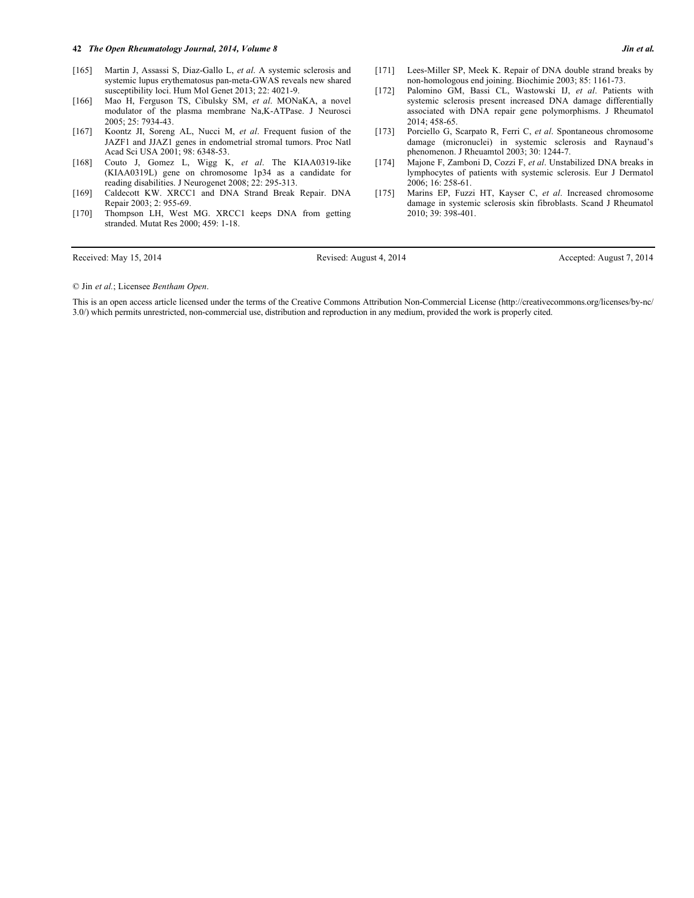[165] Martin J, Assassi S, Diaz-Gallo L, *et al*. A systemic sclerosis and systemic lupus erythematosus pan-meta-GWAS reveals new shared susceptibility loci. Hum Mol Genet 2013; 22: 4021-9.

[166] Mao H, Ferguson TS, Cibulsky SM, *et al*. MONaKA, a novel modulator of the plasma membrane Na,K-ATPase. J Neurosci 2005; 25: 7934-43.

[167] Koontz JI, Soreng AL, Nucci M, *et al*. Frequent fusion of the JAZF1 and JJAZ1 genes in endometrial stromal tumors. Proc Natl Acad Sci USA 2001; 98: 6348-53.

[168] Couto J, Gomez L, Wigg K, *et al*. The KIAA0319-like (KIAA0319L) gene on chromosome 1p34 as a candidate for reading disabilities. J Neurogenet 2008; 22: 295-313.

[169] Caldecott KW. XRCC1 and DNA Strand Break Repair. DNA Repair 2003; 2: 955-69.

[170] Thompson LH, West MG. XRCC1 keeps DNA from getting stranded. Mutat Res 2000; 459: 1-18.

[171] Lees-Miller SP, Meek K. Repair of DNA double strand breaks by non-homologous end joining. Biochimie 2003; 85: 1161-73.

[172] Palomino GM, Bassi CL, Wastowski IJ, *et al*. Patients with systemic sclerosis present increased DNA damage differentially associated with DNA repair gene polymorphisms. J Rheumatol 2014; 458-65.

[173] Porciello G, Scarpato R, Ferri C, *et al*. Spontaneous chromosome damage (micronuclei) in systemic sclerosis and Raynaud's phenomenon. J Rheuamtol 2003; 30: 1244-7.

[174] Majone F, Zamboni D, Cozzi F, *et al*. Unstabilized DNA breaks in lymphocytes of patients with systemic sclerosis. Eur J Dermatol 2006; 16: 258-61.

[175] Marins EP, Fuzzi HT, Kayser C, *et al*. Increased chromosome damage in systemic sclerosis skin fibroblasts. Scand J Rheumatol 2010; 39: 398-401.

---

Received: May 15, 2014 Revised: August 4, 2014 Accepted: August 7, 2014

© Jin *et al.*; Licensee *Bentham Open*.

This is an open access article licensed under the terms of the Creative Commons Attribution Non-Commercial License (http://creativecommons.org/licenses/by-nc/3.0/) which permits unrestricted, non-commercial use, distribution and reproduction in any medium, provided the work is properly cited.